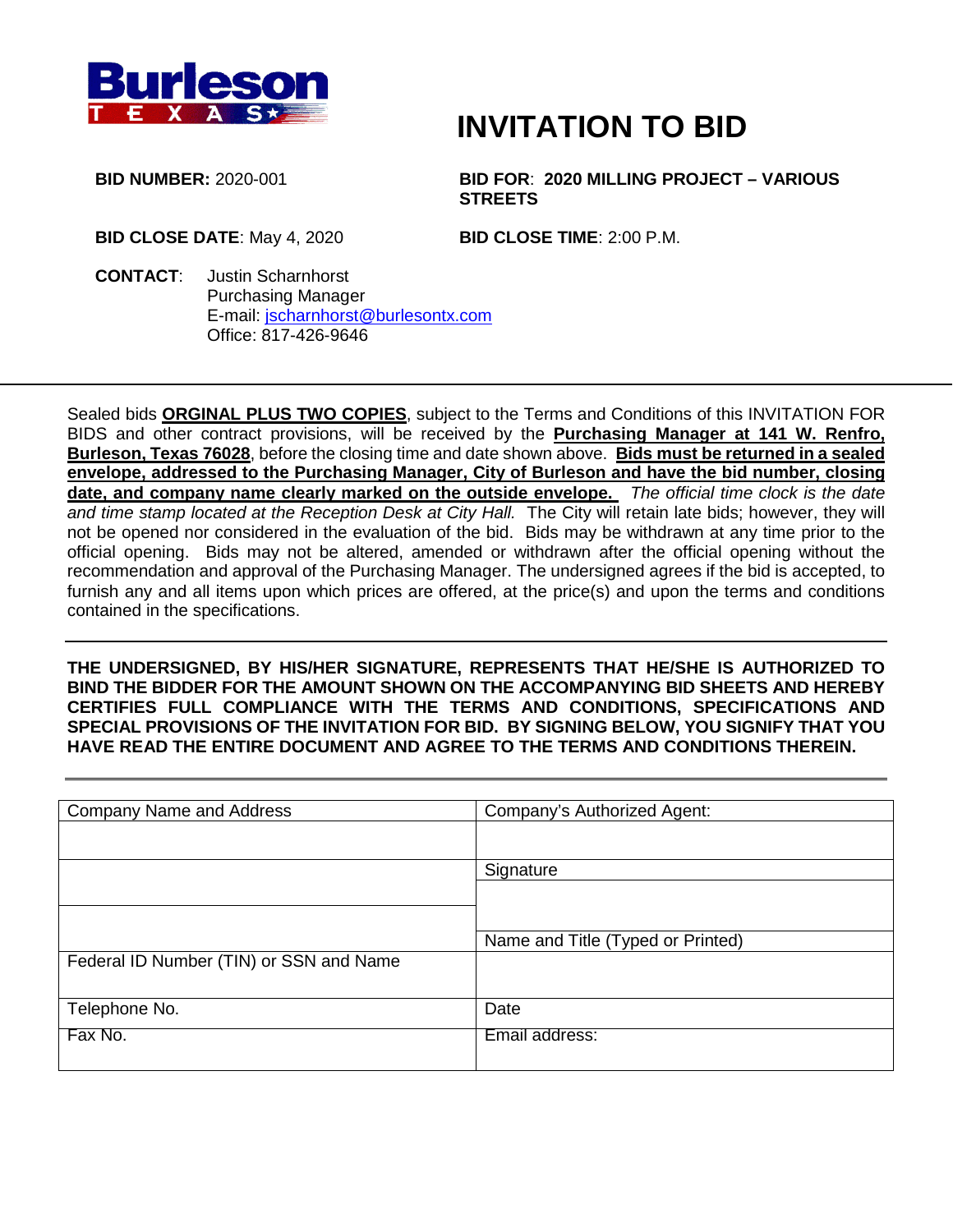Burleson
TEXAS

# INVITATION TO BID

**BID NUMBER:** 2020-001

**BID FOR**: **2020 MILLING PROJECT – VARIOUS STREETS**

**BID CLOSE DATE**: May 4, 2020

**BID CLOSE TIME**: 2:00 P.M.

**CONTACT**: Justin Scharnhorst
Purchasing Manager
E-mail: jscharnhorst@burlesontx.com
Office: 817-426-9646

---

Sealed bids **ORGINAL PLUS TWO COPIES**, subject to the Terms and Conditions of this INVITATION FOR BIDS and other contract provisions, will be received by the **Purchasing Manager at 141 W. Renfro, Burleson, Texas 76028**, before the closing time and date shown above. **Bids must be returned in a sealed envelope, addressed to the Purchasing Manager, City of Burleson and have the bid number, closing date, and company name clearly marked on the outside envelope.** *The official time clock is the date and time stamp located at the Reception Desk at City Hall.* The City will retain late bids; however, they will not be opened nor considered in the evaluation of the bid. Bids may be withdrawn at any time prior to the official opening. Bids may not be altered, amended or withdrawn after the official opening without the recommendation and approval of the Purchasing Manager. The undersigned agrees if the bid is accepted, to furnish any and all items upon which prices are offered, at the price(s) and upon the terms and conditions contained in the specifications.

---

**THE UNDERSIGNED, BY HIS/HER SIGNATURE, REPRESENTS THAT HE/SHE IS AUTHORIZED TO BIND THE BIDDER FOR THE AMOUNT SHOWN ON THE ACCOMPANYING BID SHEETS AND HEREBY CERTIFIES FULL COMPLIANCE WITH THE TERMS AND CONDITIONS, SPECIFICATIONS AND SPECIAL PROVISIONS OF THE INVITATION FOR BID. BY SIGNING BELOW, YOU SIGNIFY THAT YOU HAVE READ THE ENTIRE DOCUMENT AND AGREE TO THE TERMS AND CONDITIONS THEREIN.**

---

| Company Name and Address | Company's Authorized Agent: |
|---|---|
| | |
| | Signature |
| | |
| | Name and Title (Typed or Printed) |
| Federal ID Number (TIN) or SSN and Name | |
| Telephone No. | Date |
| Fax No. | Email address: |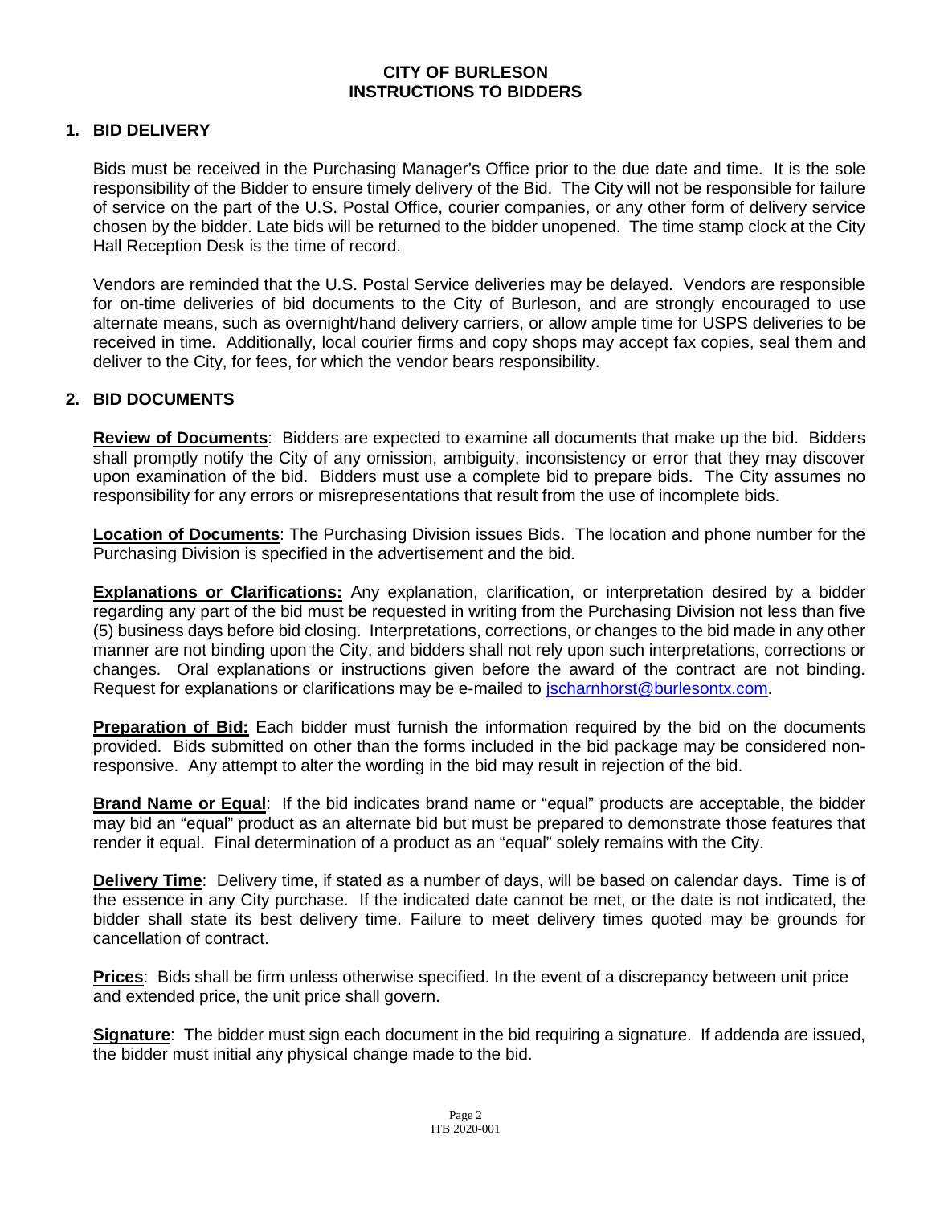**CITY OF BURLESON**
**INSTRUCTIONS TO BIDDERS**

## 1. BID DELIVERY

Bids must be received in the Purchasing Manager's Office prior to the due date and time. It is the sole responsibility of the Bidder to ensure timely delivery of the Bid. The City will not be responsible for failure of service on the part of the U.S. Postal Office, courier companies, or any other form of delivery service chosen by the bidder. Late bids will be returned to the bidder unopened. The time stamp clock at the City Hall Reception Desk is the time of record.

Vendors are reminded that the U.S. Postal Service deliveries may be delayed. Vendors are responsible for on-time deliveries of bid documents to the City of Burleson, and are strongly encouraged to use alternate means, such as overnight/hand delivery carriers, or allow ample time for USPS deliveries to be received in time. Additionally, local courier firms and copy shops may accept fax copies, seal them and deliver to the City, for fees, for which the vendor bears responsibility.

## 2. BID DOCUMENTS

**Review of Documents**: Bidders are expected to examine all documents that make up the bid. Bidders shall promptly notify the City of any omission, ambiguity, inconsistency or error that they may discover upon examination of the bid. Bidders must use a complete bid to prepare bids. The City assumes no responsibility for any errors or misrepresentations that result from the use of incomplete bids.

**Location of Documents**: The Purchasing Division issues Bids. The location and phone number for the Purchasing Division is specified in the advertisement and the bid.

**Explanations or Clarifications:** Any explanation, clarification, or interpretation desired by a bidder regarding any part of the bid must be requested in writing from the Purchasing Division not less than five (5) business days before bid closing. Interpretations, corrections, or changes to the bid made in any other manner are not binding upon the City, and bidders shall not rely upon such interpretations, corrections or changes. Oral explanations or instructions given before the award of the contract are not binding. Request for explanations or clarifications may be e-mailed to jscharnhorst@burlesontx.com.

**Preparation of Bid:** Each bidder must furnish the information required by the bid on the documents provided. Bids submitted on other than the forms included in the bid package may be considered non-responsive. Any attempt to alter the wording in the bid may result in rejection of the bid.

**Brand Name or Equal**: If the bid indicates brand name or "equal" products are acceptable, the bidder may bid an "equal" product as an alternate bid but must be prepared to demonstrate those features that render it equal. Final determination of a product as an "equal" solely remains with the City.

**Delivery Time**: Delivery time, if stated as a number of days, will be based on calendar days. Time is of the essence in any City purchase. If the indicated date cannot be met, or the date is not indicated, the bidder shall state its best delivery time. Failure to meet delivery times quoted may be grounds for cancellation of contract.

**Prices**: Bids shall be firm unless otherwise specified. In the event of a discrepancy between unit price and extended price, the unit price shall govern.

**Signature**: The bidder must sign each document in the bid requiring a signature. If addenda are issued, the bidder must initial any physical change made to the bid.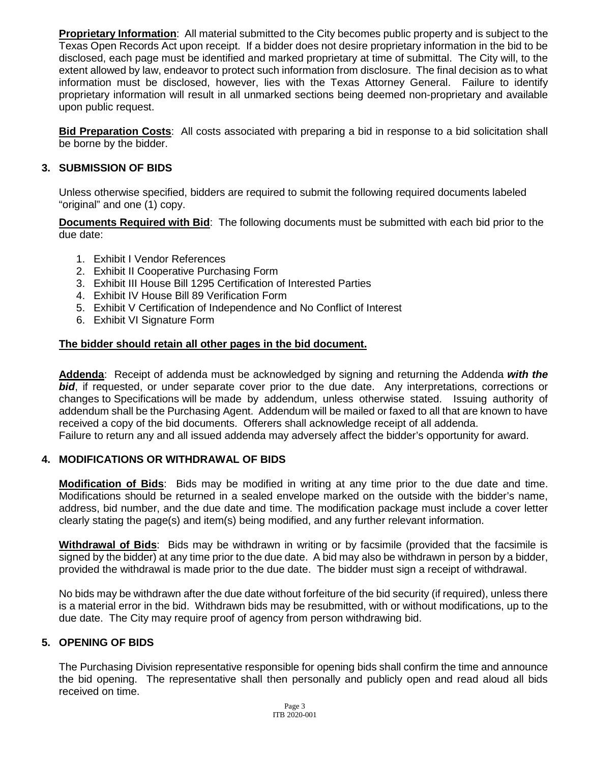**Proprietary Information**: All material submitted to the City becomes public property and is subject to the Texas Open Records Act upon receipt. If a bidder does not desire proprietary information in the bid to be disclosed, each page must be identified and marked proprietary at time of submittal. The City will, to the extent allowed by law, endeavor to protect such information from disclosure. The final decision as to what information must be disclosed, however, lies with the Texas Attorney General. Failure to identify proprietary information will result in all unmarked sections being deemed non-proprietary and available upon public request.

**Bid Preparation Costs**: All costs associated with preparing a bid in response to a bid solicitation shall be borne by the bidder.

## 3. SUBMISSION OF BIDS

Unless otherwise specified, bidders are required to submit the following required documents labeled "original" and one (1) copy.

**Documents Required with Bid**: The following documents must be submitted with each bid prior to the due date:

1. Exhibit I Vendor References
2. Exhibit II Cooperative Purchasing Form
3. Exhibit III House Bill 1295 Certification of Interested Parties
4. Exhibit IV House Bill 89 Verification Form
5. Exhibit V Certification of Independence and No Conflict of Interest
6. Exhibit VI Signature Form

**The bidder should retain all other pages in the bid document.**

**Addenda**: Receipt of addenda must be acknowledged by signing and returning the Addenda ***with the bid***, if requested, or under separate cover prior to the due date. Any interpretations, corrections or changes to Specifications will be made by addendum, unless otherwise stated. Issuing authority of addendum shall be the Purchasing Agent. Addendum will be mailed or faxed to all that are known to have received a copy of the bid documents. Offerers shall acknowledge receipt of all addenda.
Failure to return any and all issued addenda may adversely affect the bidder's opportunity for award.

## 4. MODIFICATIONS OR WITHDRAWAL OF BIDS

**Modification of Bids**: Bids may be modified in writing at any time prior to the due date and time. Modifications should be returned in a sealed envelope marked on the outside with the bidder's name, address, bid number, and the due date and time. The modification package must include a cover letter clearly stating the page(s) and item(s) being modified, and any further relevant information.

**Withdrawal of Bids**: Bids may be withdrawn in writing or by facsimile (provided that the facsimile is signed by the bidder) at any time prior to the due date. A bid may also be withdrawn in person by a bidder, provided the withdrawal is made prior to the due date. The bidder must sign a receipt of withdrawal.

No bids may be withdrawn after the due date without forfeiture of the bid security (if required), unless there is a material error in the bid. Withdrawn bids may be resubmitted, with or without modifications, up to the due date. The City may require proof of agency from person withdrawing bid.

## 5. OPENING OF BIDS

The Purchasing Division representative responsible for opening bids shall confirm the time and announce the bid opening. The representative shall then personally and publicly open and read aloud all bids received on time.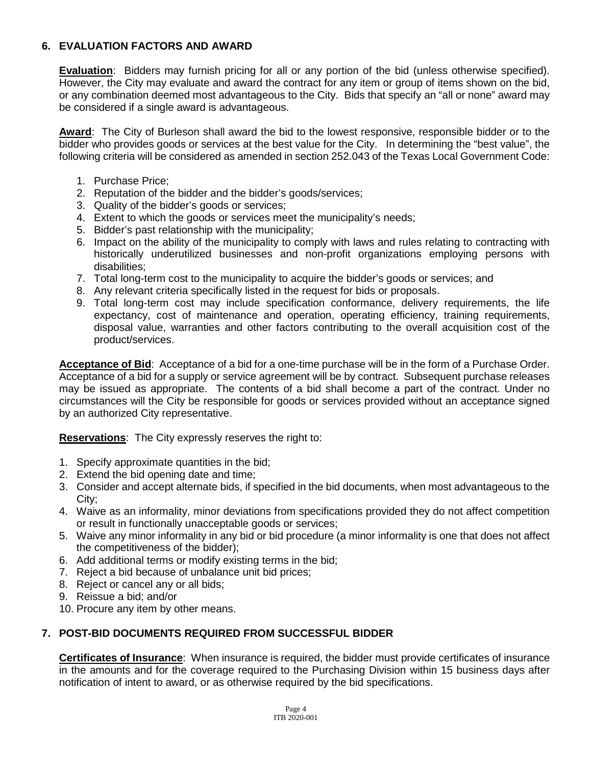## 6. EVALUATION FACTORS AND AWARD

**Evaluation**: Bidders may furnish pricing for all or any portion of the bid (unless otherwise specified). However, the City may evaluate and award the contract for any item or group of items shown on the bid, or any combination deemed most advantageous to the City. Bids that specify an "all or none" award may be considered if a single award is advantageous.

**Award**: The City of Burleson shall award the bid to the lowest responsive, responsible bidder or to the bidder who provides goods or services at the best value for the City. In determining the "best value", the following criteria will be considered as amended in section 252.043 of the Texas Local Government Code:

1. Purchase Price;
2. Reputation of the bidder and the bidder's goods/services;
3. Quality of the bidder's goods or services;
4. Extent to which the goods or services meet the municipality's needs;
5. Bidder's past relationship with the municipality;
6. Impact on the ability of the municipality to comply with laws and rules relating to contracting with historically underutilized businesses and non-profit organizations employing persons with disabilities;
7. Total long-term cost to the municipality to acquire the bidder's goods or services; and
8. Any relevant criteria specifically listed in the request for bids or proposals.
9. Total long-term cost may include specification conformance, delivery requirements, the life expectancy, cost of maintenance and operation, operating efficiency, training requirements, disposal value, warranties and other factors contributing to the overall acquisition cost of the product/services.

**Acceptance of Bid**: Acceptance of a bid for a one-time purchase will be in the form of a Purchase Order. Acceptance of a bid for a supply or service agreement will be by contract. Subsequent purchase releases may be issued as appropriate. The contents of a bid shall become a part of the contract. Under no circumstances will the City be responsible for goods or services provided without an acceptance signed by an authorized City representative.

**Reservations**: The City expressly reserves the right to:

1. Specify approximate quantities in the bid;
2. Extend the bid opening date and time;
3. Consider and accept alternate bids, if specified in the bid documents, when most advantageous to the City;
4. Waive as an informality, minor deviations from specifications provided they do not affect competition or result in functionally unacceptable goods or services;
5. Waive any minor informality in any bid or bid procedure (a minor informality is one that does not affect the competitiveness of the bidder);
6. Add additional terms or modify existing terms in the bid;
7. Reject a bid because of unbalance unit bid prices;
8. Reject or cancel any or all bids;
9. Reissue a bid; and/or
10. Procure any item by other means.

## 7. POST-BID DOCUMENTS REQUIRED FROM SUCCESSFUL BIDDER

**Certificates of Insurance**: When insurance is required, the bidder must provide certificates of insurance in the amounts and for the coverage required to the Purchasing Division within 15 business days after notification of intent to award, or as otherwise required by the bid specifications.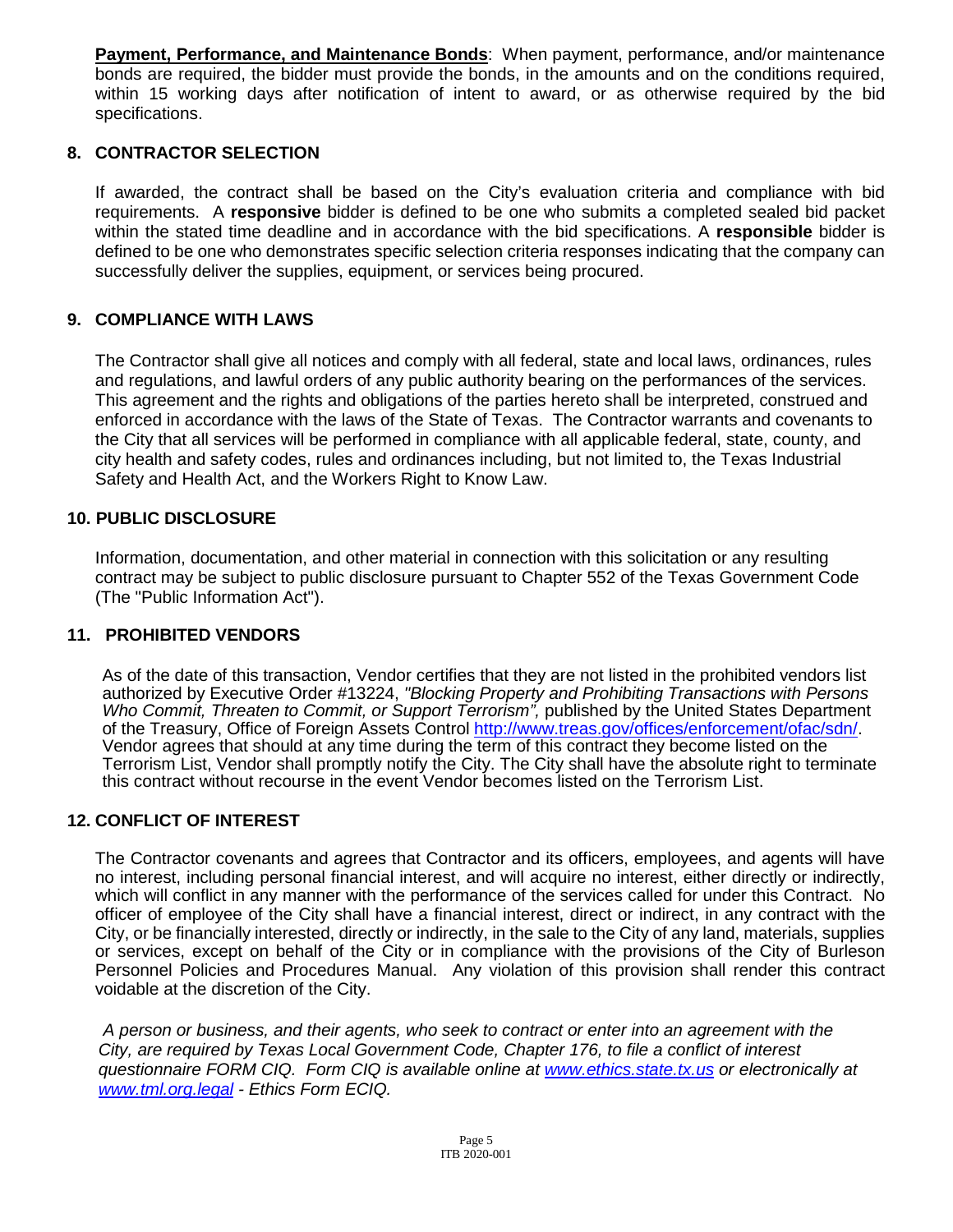**Payment, Performance, and Maintenance Bonds**: When payment, performance, and/or maintenance bonds are required, the bidder must provide the bonds, in the amounts and on the conditions required, within 15 working days after notification of intent to award, or as otherwise required by the bid specifications.

## 8. CONTRACTOR SELECTION

If awarded, the contract shall be based on the City's evaluation criteria and compliance with bid requirements. A **responsive** bidder is defined to be one who submits a completed sealed bid packet within the stated time deadline and in accordance with the bid specifications. A **responsible** bidder is defined to be one who demonstrates specific selection criteria responses indicating that the company can successfully deliver the supplies, equipment, or services being procured.

## 9. COMPLIANCE WITH LAWS

The Contractor shall give all notices and comply with all federal, state and local laws, ordinances, rules and regulations, and lawful orders of any public authority bearing on the performances of the services. This agreement and the rights and obligations of the parties hereto shall be interpreted, construed and enforced in accordance with the laws of the State of Texas. The Contractor warrants and covenants to the City that all services will be performed in compliance with all applicable federal, state, county, and city health and safety codes, rules and ordinances including, but not limited to, the Texas Industrial Safety and Health Act, and the Workers Right to Know Law.

## 10. PUBLIC DISCLOSURE

Information, documentation, and other material in connection with this solicitation or any resulting contract may be subject to public disclosure pursuant to Chapter 552 of the Texas Government Code (The "Public Information Act").

## 11. PROHIBITED VENDORS

As of the date of this transaction, Vendor certifies that they are not listed in the prohibited vendors list authorized by Executive Order #13224, *"Blocking Property and Prohibiting Transactions with Persons Who Commit, Threaten to Commit, or Support Terrorism",* published by the United States Department of the Treasury, Office of Foreign Assets Control http://www.treas.gov/offices/enforcement/ofac/sdn/. Vendor agrees that should at any time during the term of this contract they become listed on the Terrorism List, Vendor shall promptly notify the City. The City shall have the absolute right to terminate this contract without recourse in the event Vendor becomes listed on the Terrorism List.

## 12. CONFLICT OF INTEREST

The Contractor covenants and agrees that Contractor and its officers, employees, and agents will have no interest, including personal financial interest, and will acquire no interest, either directly or indirectly, which will conflict in any manner with the performance of the services called for under this Contract. No officer of employee of the City shall have a financial interest, direct or indirect, in any contract with the City, or be financially interested, directly or indirectly, in the sale to the City of any land, materials, supplies or services, except on behalf of the City or in compliance with the provisions of the City of Burleson Personnel Policies and Procedures Manual. Any violation of this provision shall render this contract voidable at the discretion of the City.

*A person or business, and their agents, who seek to contract or enter into an agreement with the City, are required by Texas Local Government Code, Chapter 176, to file a conflict of interest questionnaire FORM CIQ. Form CIQ is available online at www.ethics.state.tx.us or electronically at www.tml.org.legal - Ethics Form ECIQ.*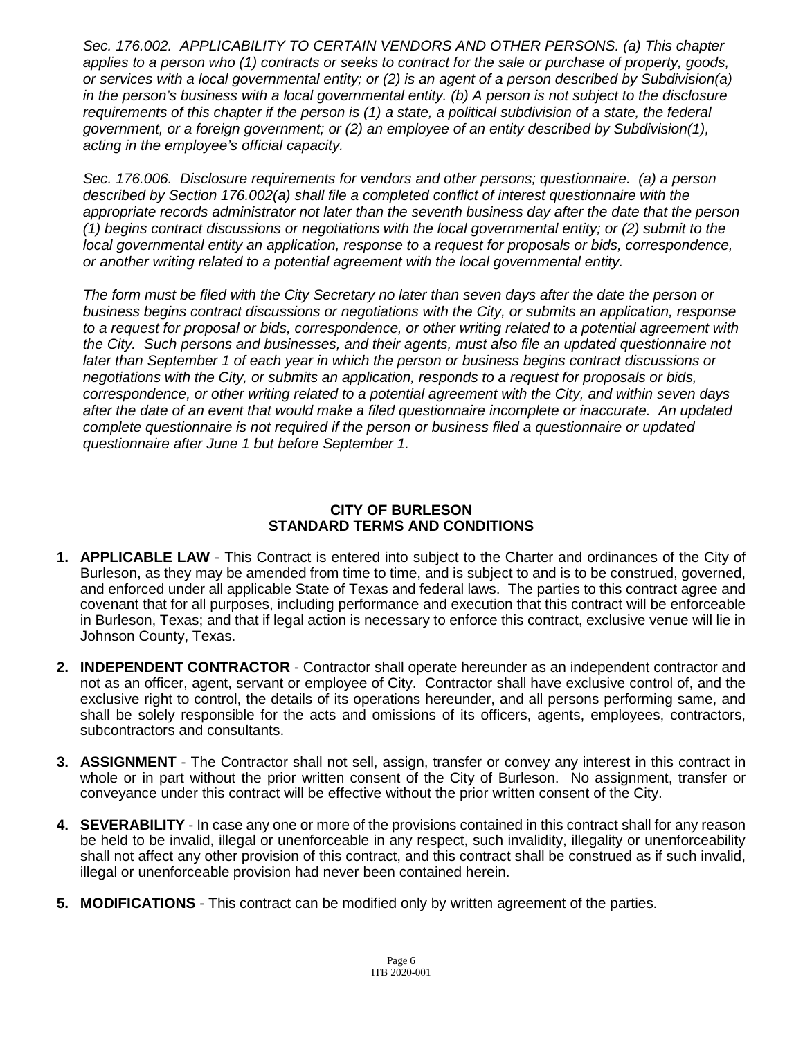*Sec. 176.002. APPLICABILITY TO CERTAIN VENDORS AND OTHER PERSONS. (a) This chapter applies to a person who (1) contracts or seeks to contract for the sale or purchase of property, goods, or services with a local governmental entity; or (2) is an agent of a person described by Subdivision(a) in the person's business with a local governmental entity. (b) A person is not subject to the disclosure requirements of this chapter if the person is (1) a state, a political subdivision of a state, the federal government, or a foreign government; or (2) an employee of an entity described by Subdivision(1), acting in the employee's official capacity.*

*Sec. 176.006. Disclosure requirements for vendors and other persons; questionnaire. (a) a person described by Section 176.002(a) shall file a completed conflict of interest questionnaire with the appropriate records administrator not later than the seventh business day after the date that the person (1) begins contract discussions or negotiations with the local governmental entity; or (2) submit to the local governmental entity an application, response to a request for proposals or bids, correspondence, or another writing related to a potential agreement with the local governmental entity.*

*The form must be filed with the City Secretary no later than seven days after the date the person or business begins contract discussions or negotiations with the City, or submits an application, response to a request for proposal or bids, correspondence, or other writing related to a potential agreement with the City. Such persons and businesses, and their agents, must also file an updated questionnaire not later than September 1 of each year in which the person or business begins contract discussions or negotiations with the City, or submits an application, responds to a request for proposals or bids, correspondence, or other writing related to a potential agreement with the City, and within seven days after the date of an event that would make a filed questionnaire incomplete or inaccurate. An updated complete questionnaire is not required if the person or business filed a questionnaire or updated questionnaire after June 1 but before September 1.*

## CITY OF BURLESON
## STANDARD TERMS AND CONDITIONS

1. **APPLICABLE LAW** - This Contract is entered into subject to the Charter and ordinances of the City of Burleson, as they may be amended from time to time, and is subject to and is to be construed, governed, and enforced under all applicable State of Texas and federal laws. The parties to this contract agree and covenant that for all purposes, including performance and execution that this contract will be enforceable in Burleson, Texas; and that if legal action is necessary to enforce this contract, exclusive venue will lie in Johnson County, Texas.

2. **INDEPENDENT CONTRACTOR** - Contractor shall operate hereunder as an independent contractor and not as an officer, agent, servant or employee of City. Contractor shall have exclusive control of, and the exclusive right to control, the details of its operations hereunder, and all persons performing same, and shall be solely responsible for the acts and omissions of its officers, agents, employees, contractors, subcontractors and consultants.

3. **ASSIGNMENT** - The Contractor shall not sell, assign, transfer or convey any interest in this contract in whole or in part without the prior written consent of the City of Burleson. No assignment, transfer or conveyance under this contract will be effective without the prior written consent of the City.

4. **SEVERABILITY** - In case any one or more of the provisions contained in this contract shall for any reason be held to be invalid, illegal or unenforceable in any respect, such invalidity, illegality or unenforceability shall not affect any other provision of this contract, and this contract shall be construed as if such invalid, illegal or unenforceable provision had never been contained herein.

5. **MODIFICATIONS** - This contract can be modified only by written agreement of the parties.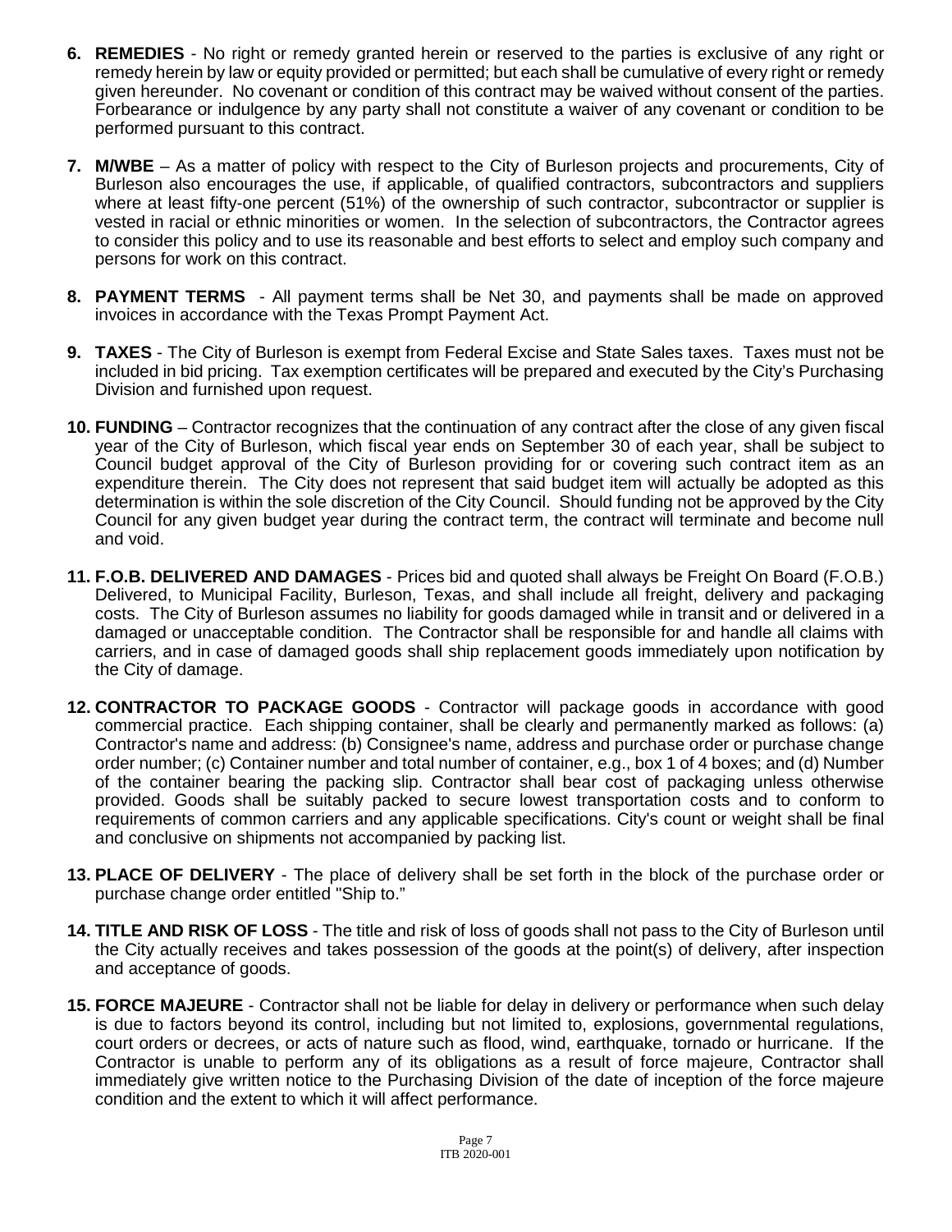6. **REMEDIES** - No right or remedy granted herein or reserved to the parties is exclusive of any right or remedy herein by law or equity provided or permitted; but each shall be cumulative of every right or remedy given hereunder. No covenant or condition of this contract may be waived without consent of the parties. Forbearance or indulgence by any party shall not constitute a waiver of any covenant or condition to be performed pursuant to this contract.

7. **M/WBE** – As a matter of policy with respect to the City of Burleson projects and procurements, City of Burleson also encourages the use, if applicable, of qualified contractors, subcontractors and suppliers where at least fifty-one percent (51%) of the ownership of such contractor, subcontractor or supplier is vested in racial or ethnic minorities or women. In the selection of subcontractors, the Contractor agrees to consider this policy and to use its reasonable and best efforts to select and employ such company and persons for work on this contract.

8. **PAYMENT TERMS** - All payment terms shall be Net 30, and payments shall be made on approved invoices in accordance with the Texas Prompt Payment Act.

9. **TAXES** - The City of Burleson is exempt from Federal Excise and State Sales taxes. Taxes must not be included in bid pricing. Tax exemption certificates will be prepared and executed by the City's Purchasing Division and furnished upon request.

10. **FUNDING** – Contractor recognizes that the continuation of any contract after the close of any given fiscal year of the City of Burleson, which fiscal year ends on September 30 of each year, shall be subject to Council budget approval of the City of Burleson providing for or covering such contract item as an expenditure therein. The City does not represent that said budget item will actually be adopted as this determination is within the sole discretion of the City Council. Should funding not be approved by the City Council for any given budget year during the contract term, the contract will terminate and become null and void.

11. **F.O.B. DELIVERED AND DAMAGES** - Prices bid and quoted shall always be Freight On Board (F.O.B.) Delivered, to Municipal Facility, Burleson, Texas, and shall include all freight, delivery and packaging costs. The City of Burleson assumes no liability for goods damaged while in transit and or delivered in a damaged or unacceptable condition. The Contractor shall be responsible for and handle all claims with carriers, and in case of damaged goods shall ship replacement goods immediately upon notification by the City of damage.

12. **CONTRACTOR TO PACKAGE GOODS** - Contractor will package goods in accordance with good commercial practice. Each shipping container, shall be clearly and permanently marked as follows: (a) Contractor's name and address: (b) Consignee's name, address and purchase order or purchase change order number; (c) Container number and total number of container, e.g., box 1 of 4 boxes; and (d) Number of the container bearing the packing slip. Contractor shall bear cost of packaging unless otherwise provided. Goods shall be suitably packed to secure lowest transportation costs and to conform to requirements of common carriers and any applicable specifications. City's count or weight shall be final and conclusive on shipments not accompanied by packing list.

13. **PLACE OF DELIVERY** - The place of delivery shall be set forth in the block of the purchase order or purchase change order entitled "Ship to."

14. **TITLE AND RISK OF LOSS** - The title and risk of loss of goods shall not pass to the City of Burleson until the City actually receives and takes possession of the goods at the point(s) of delivery, after inspection and acceptance of goods.

15. **FORCE MAJEURE** - Contractor shall not be liable for delay in delivery or performance when such delay is due to factors beyond its control, including but not limited to, explosions, governmental regulations, court orders or decrees, or acts of nature such as flood, wind, earthquake, tornado or hurricane. If the Contractor is unable to perform any of its obligations as a result of force majeure, Contractor shall immediately give written notice to the Purchasing Division of the date of inception of the force majeure condition and the extent to which it will affect performance.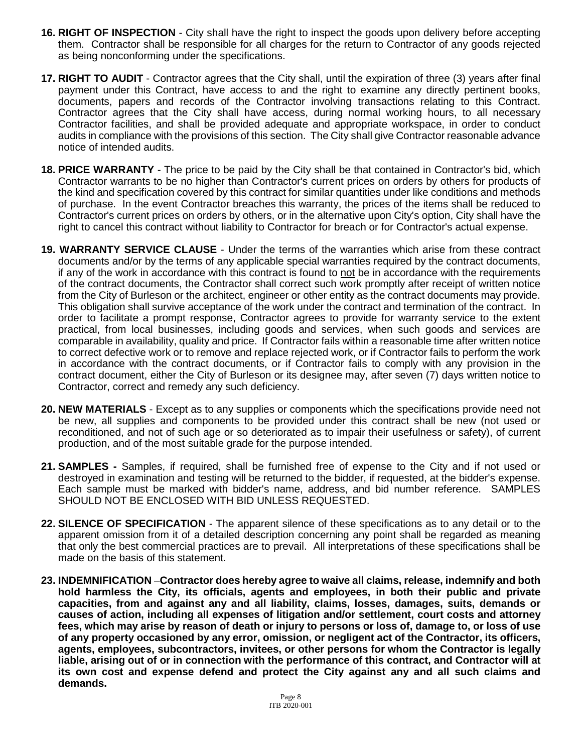**16. RIGHT OF INSPECTION** - City shall have the right to inspect the goods upon delivery before accepting them. Contractor shall be responsible for all charges for the return to Contractor of any goods rejected as being nonconforming under the specifications.

**17. RIGHT TO AUDIT** - Contractor agrees that the City shall, until the expiration of three (3) years after final payment under this Contract, have access to and the right to examine any directly pertinent books, documents, papers and records of the Contractor involving transactions relating to this Contract. Contractor agrees that the City shall have access, during normal working hours, to all necessary Contractor facilities, and shall be provided adequate and appropriate workspace, in order to conduct audits in compliance with the provisions of this section. The City shall give Contractor reasonable advance notice of intended audits.

**18. PRICE WARRANTY** - The price to be paid by the City shall be that contained in Contractor's bid, which Contractor warrants to be no higher than Contractor's current prices on orders by others for products of the kind and specification covered by this contract for similar quantities under like conditions and methods of purchase. In the event Contractor breaches this warranty, the prices of the items shall be reduced to Contractor's current prices on orders by others, or in the alternative upon City's option, City shall have the right to cancel this contract without liability to Contractor for breach or for Contractor's actual expense.

**19. WARRANTY SERVICE CLAUSE** - Under the terms of the warranties which arise from these contract documents and/or by the terms of any applicable special warranties required by the contract documents, if any of the work in accordance with this contract is found to not be in accordance with the requirements of the contract documents, the Contractor shall correct such work promptly after receipt of written notice from the City of Burleson or the architect, engineer or other entity as the contract documents may provide. This obligation shall survive acceptance of the work under the contract and termination of the contract. In order to facilitate a prompt response, Contractor agrees to provide for warranty service to the extent practical, from local businesses, including goods and services, when such goods and services are comparable in availability, quality and price. If Contractor fails within a reasonable time after written notice to correct defective work or to remove and replace rejected work, or if Contractor fails to perform the work in accordance with the contract documents, or if Contractor fails to comply with any provision in the contract document, either the City of Burleson or its designee may, after seven (7) days written notice to Contractor, correct and remedy any such deficiency.

**20. NEW MATERIALS** - Except as to any supplies or components which the specifications provide need not be new, all supplies and components to be provided under this contract shall be new (not used or reconditioned, and not of such age or so deteriorated as to impair their usefulness or safety), of current production, and of the most suitable grade for the purpose intended.

**21. SAMPLES -** Samples, if required, shall be furnished free of expense to the City and if not used or destroyed in examination and testing will be returned to the bidder, if requested, at the bidder's expense. Each sample must be marked with bidder's name, address, and bid number reference. SAMPLES SHOULD NOT BE ENCLOSED WITH BID UNLESS REQUESTED.

**22. SILENCE OF SPECIFICATION** - The apparent silence of these specifications as to any detail or to the apparent omission from it of a detailed description concerning any point shall be regarded as meaning that only the best commercial practices are to prevail. All interpretations of these specifications shall be made on the basis of this statement.

**23. INDEMNIFICATION –Contractor does hereby agree to waive all claims, release, indemnify and both hold harmless the City, its officials, agents and employees, in both their public and private capacities, from and against any and all liability, claims, losses, damages, suits, demands or causes of action, including all expenses of litigation and/or settlement, court costs and attorney fees, which may arise by reason of death or injury to persons or loss of, damage to, or loss of use of any property occasioned by any error, omission, or negligent act of the Contractor, its officers, agents, employees, subcontractors, invitees, or other persons for whom the Contractor is legally liable, arising out of or in connection with the performance of this contract, and Contractor will at its own cost and expense defend and protect the City against any and all such claims and demands.**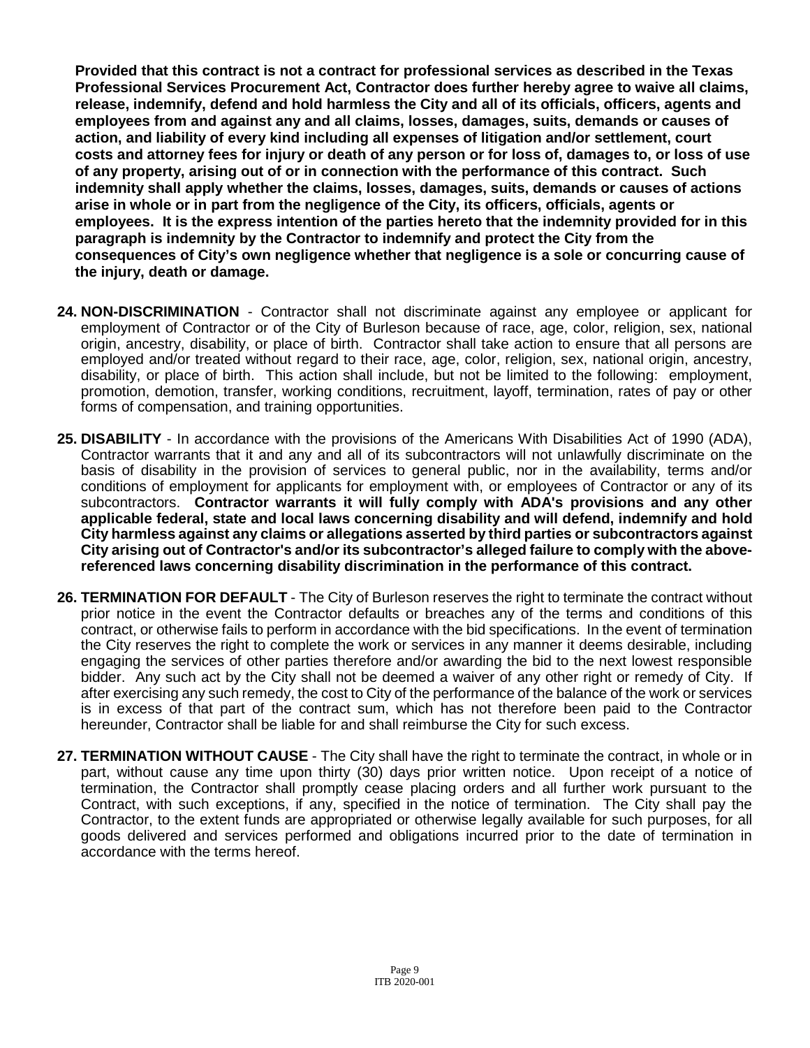**Provided that this contract is not a contract for professional services as described in the Texas Professional Services Procurement Act, Contractor does further hereby agree to waive all claims, release, indemnify, defend and hold harmless the City and all of its officials, officers, agents and employees from and against any and all claims, losses, damages, suits, demands or causes of action, and liability of every kind including all expenses of litigation and/or settlement, court costs and attorney fees for injury or death of any person or for loss of, damages to, or loss of use of any property, arising out of or in connection with the performance of this contract. Such indemnity shall apply whether the claims, losses, damages, suits, demands or causes of actions arise in whole or in part from the negligence of the City, its officers, officials, agents or employees. It is the express intention of the parties hereto that the indemnity provided for in this paragraph is indemnity by the Contractor to indemnify and protect the City from the consequences of City's own negligence whether that negligence is a sole or concurring cause of the injury, death or damage.**

**24. NON-DISCRIMINATION** - Contractor shall not discriminate against any employee or applicant for employment of Contractor or of the City of Burleson because of race, age, color, religion, sex, national origin, ancestry, disability, or place of birth. Contractor shall take action to ensure that all persons are employed and/or treated without regard to their race, age, color, religion, sex, national origin, ancestry, disability, or place of birth. This action shall include, but not be limited to the following: employment, promotion, demotion, transfer, working conditions, recruitment, layoff, termination, rates of pay or other forms of compensation, and training opportunities.

**25. DISABILITY** - In accordance with the provisions of the Americans With Disabilities Act of 1990 (ADA), Contractor warrants that it and any and all of its subcontractors will not unlawfully discriminate on the basis of disability in the provision of services to general public, nor in the availability, terms and/or conditions of employment for applicants for employment with, or employees of Contractor or any of its subcontractors. **Contractor warrants it will fully comply with ADA's provisions and any other applicable federal, state and local laws concerning disability and will defend, indemnify and hold City harmless against any claims or allegations asserted by third parties or subcontractors against City arising out of Contractor's and/or its subcontractor's alleged failure to comply with the above-referenced laws concerning disability discrimination in the performance of this contract.**

**26. TERMINATION FOR DEFAULT** - The City of Burleson reserves the right to terminate the contract without prior notice in the event the Contractor defaults or breaches any of the terms and conditions of this contract, or otherwise fails to perform in accordance with the bid specifications. In the event of termination the City reserves the right to complete the work or services in any manner it deems desirable, including engaging the services of other parties therefore and/or awarding the bid to the next lowest responsible bidder. Any such act by the City shall not be deemed a waiver of any other right or remedy of City. If after exercising any such remedy, the cost to City of the performance of the balance of the work or services is in excess of that part of the contract sum, which has not therefore been paid to the Contractor hereunder, Contractor shall be liable for and shall reimburse the City for such excess.

**27. TERMINATION WITHOUT CAUSE** - The City shall have the right to terminate the contract, in whole or in part, without cause any time upon thirty (30) days prior written notice. Upon receipt of a notice of termination, the Contractor shall promptly cease placing orders and all further work pursuant to the Contract, with such exceptions, if any, specified in the notice of termination. The City shall pay the Contractor, to the extent funds are appropriated or otherwise legally available for such purposes, for all goods delivered and services performed and obligations incurred prior to the date of termination in accordance with the terms hereof.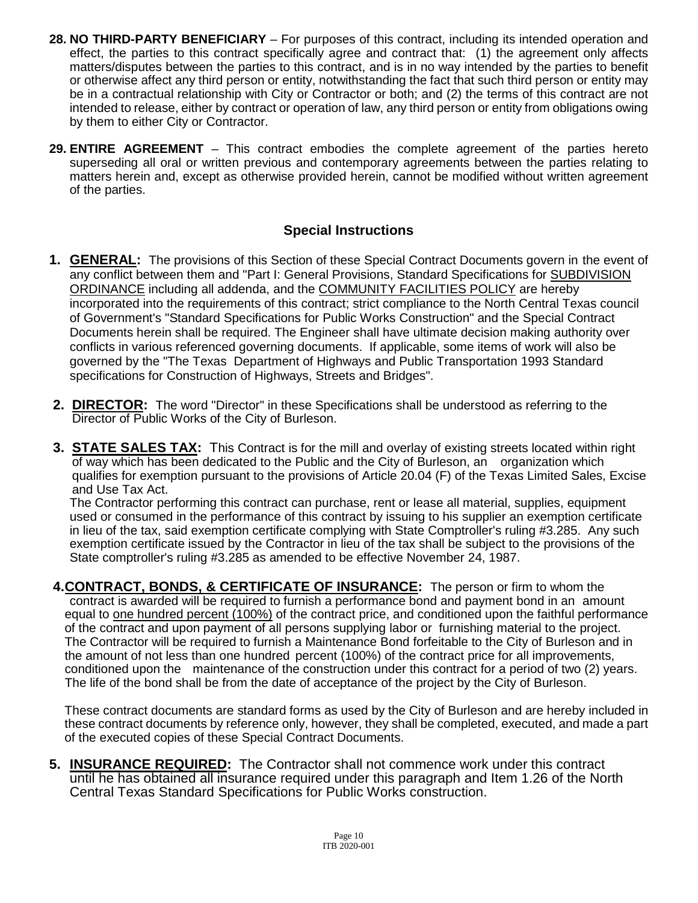**28. NO THIRD-PARTY BENEFICIARY** – For purposes of this contract, including its intended operation and effect, the parties to this contract specifically agree and contract that: (1) the agreement only affects matters/disputes between the parties to this contract, and is in no way intended by the parties to benefit or otherwise affect any third person or entity, notwithstanding the fact that such third person or entity may be in a contractual relationship with City or Contractor or both; and (2) the terms of this contract are not intended to release, either by contract or operation of law, any third person or entity from obligations owing by them to either City or Contractor.

**29. ENTIRE AGREEMENT** – This contract embodies the complete agreement of the parties hereto superseding all oral or written previous and contemporary agreements between the parties relating to matters herein and, except as otherwise provided herein, cannot be modified without written agreement of the parties.

## Special Instructions

**1. GENERAL:** The provisions of this Section of these Special Contract Documents govern in the event of any conflict between them and "Part I: General Provisions, Standard Specifications for SUBDIVISION ORDINANCE including all addenda, and the COMMUNITY FACILITIES POLICY are hereby incorporated into the requirements of this contract; strict compliance to the North Central Texas council of Government's "Standard Specifications for Public Works Construction" and the Special Contract Documents herein shall be required. The Engineer shall have ultimate decision making authority over conflicts in various referenced governing documents. If applicable, some items of work will also be governed by the "The Texas Department of Highways and Public Transportation 1993 Standard specifications for Construction of Highways, Streets and Bridges".

**2. DIRECTOR:** The word "Director" in these Specifications shall be understood as referring to the Director of Public Works of the City of Burleson.

**3. STATE SALES TAX:** This Contract is for the mill and overlay of existing streets located within right of way which has been dedicated to the Public and the City of Burleson, an organization which qualifies for exemption pursuant to the provisions of Article 20.04 (F) of the Texas Limited Sales, Excise and Use Tax Act.

The Contractor performing this contract can purchase, rent or lease all material, supplies, equipment used or consumed in the performance of this contract by issuing to his supplier an exemption certificate in lieu of the tax, said exemption certificate complying with State Comptroller's ruling #3.285. Any such exemption certificate issued by the Contractor in lieu of the tax shall be subject to the provisions of the State comptroller's ruling #3.285 as amended to be effective November 24, 1987.

**4. CONTRACT, BONDS, & CERTIFICATE OF INSURANCE:** The person or firm to whom the contract is awarded will be required to furnish a performance bond and payment bond in an amount equal to one hundred percent (100%) of the contract price, and conditioned upon the faithful performance of the contract and upon payment of all persons supplying labor or furnishing material to the project. The Contractor will be required to furnish a Maintenance Bond forfeitable to the City of Burleson and in the amount of not less than one hundred percent (100%) of the contract price for all improvements, conditioned upon the maintenance of the construction under this contract for a period of two (2) years. The life of the bond shall be from the date of acceptance of the project by the City of Burleson.

These contract documents are standard forms as used by the City of Burleson and are hereby included in these contract documents by reference only, however, they shall be completed, executed, and made a part of the executed copies of these Special Contract Documents.

**5. INSURANCE REQUIRED:** The Contractor shall not commence work under this contract until he has obtained all insurance required under this paragraph and Item 1.26 of the North Central Texas Standard Specifications for Public Works construction.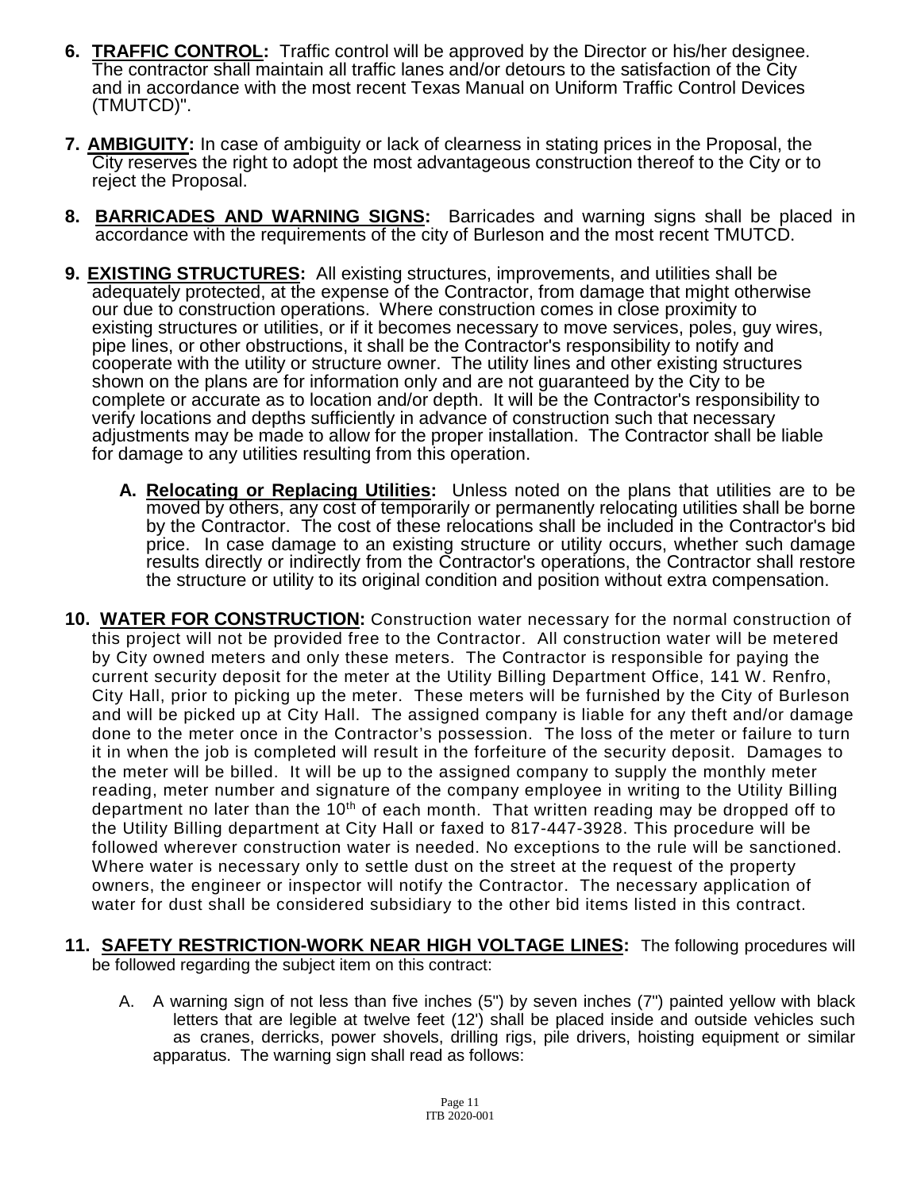6. **TRAFFIC CONTROL:** Traffic control will be approved by the Director or his/her designee. The contractor shall maintain all traffic lanes and/or detours to the satisfaction of the City and in accordance with the most recent Texas Manual on Uniform Traffic Control Devices (TMUTCD)".

7. **AMBIGUITY:** In case of ambiguity or lack of clearness in stating prices in the Proposal, the City reserves the right to adopt the most advantageous construction thereof to the City or to reject the Proposal.

8. **BARRICADES AND WARNING SIGNS:** Barricades and warning signs shall be placed in accordance with the requirements of the city of Burleson and the most recent TMUTCD.

9. **EXISTING STRUCTURES:** All existing structures, improvements, and utilities shall be adequately protected, at the expense of the Contractor, from damage that might otherwise our due to construction operations. Where construction comes in close proximity to existing structures or utilities, or if it becomes necessary to move services, poles, guy wires, pipe lines, or other obstructions, it shall be the Contractor's responsibility to notify and cooperate with the utility or structure owner. The utility lines and other existing structures shown on the plans are for information only and are not guaranteed by the City to be complete or accurate as to location and/or depth. It will be the Contractor's responsibility to verify locations and depths sufficiently in advance of construction such that necessary adjustments may be made to allow for the proper installation. The Contractor shall be liable for damage to any utilities resulting from this operation.

   A. **Relocating or Replacing Utilities:** Unless noted on the plans that utilities are to be moved by others, any cost of temporarily or permanently relocating utilities shall be borne by the Contractor. The cost of these relocations shall be included in the Contractor's bid price. In case damage to an existing structure or utility occurs, whether such damage results directly or indirectly from the Contractor's operations, the Contractor shall restore the structure or utility to its original condition and position without extra compensation.

10. **WATER FOR CONSTRUCTION:** Construction water necessary for the normal construction of this project will not be provided free to the Contractor. All construction water will be metered by City owned meters and only these meters. The Contractor is responsible for paying the current security deposit for the meter at the Utility Billing Department Office, 141 W. Renfro, City Hall, prior to picking up the meter. These meters will be furnished by the City of Burleson and will be picked up at City Hall. The assigned company is liable for any theft and/or damage done to the meter once in the Contractor's possession. The loss of the meter or failure to turn it in when the job is completed will result in the forfeiture of the security deposit. Damages to the meter will be billed. It will be up to the assigned company to supply the monthly meter reading, meter number and signature of the company employee in writing to the Utility Billing department no later than the 10th of each month. That written reading may be dropped off to the Utility Billing department at City Hall or faxed to 817-447-3928. This procedure will be followed wherever construction water is needed. No exceptions to the rule will be sanctioned. Where water is necessary only to settle dust on the street at the request of the property owners, the engineer or inspector will notify the Contractor. The necessary application of water for dust shall be considered subsidiary to the other bid items listed in this contract.

11. **SAFETY RESTRICTION-WORK NEAR HIGH VOLTAGE LINES:** The following procedures will be followed regarding the subject item on this contract:

   A. A warning sign of not less than five inches (5") by seven inches (7") painted yellow with black letters that are legible at twelve feet (12') shall be placed inside and outside vehicles such as cranes, derricks, power shovels, drilling rigs, pile drivers, hoisting equipment or similar apparatus. The warning sign shall read as follows: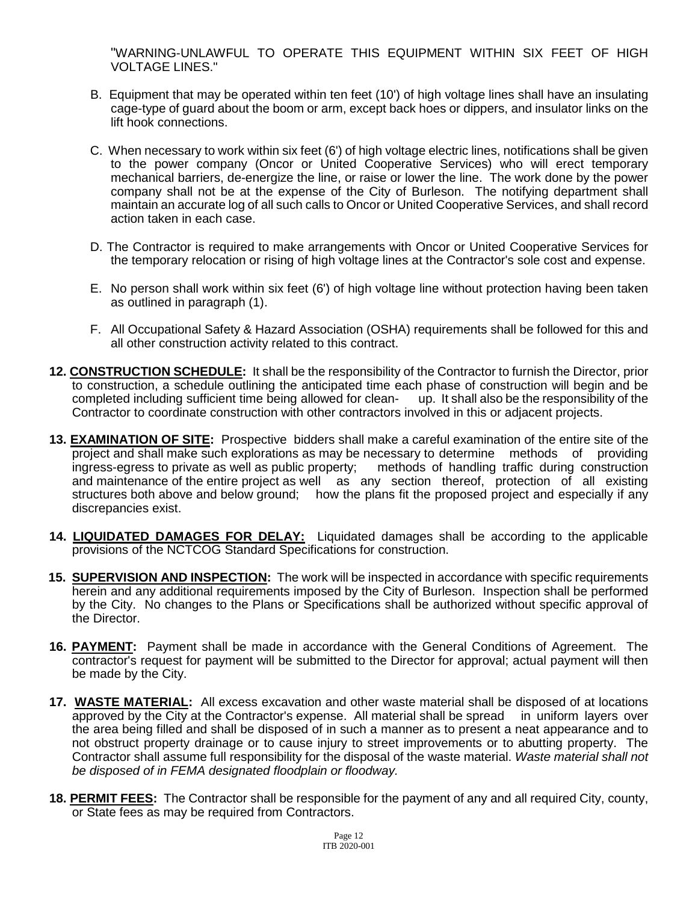"WARNING-UNLAWFUL TO OPERATE THIS EQUIPMENT WITHIN SIX FEET OF HIGH VOLTAGE LINES."

B. Equipment that may be operated within ten feet (10') of high voltage lines shall have an insulating cage-type of guard about the boom or arm, except back hoes or dippers, and insulator links on the lift hook connections.

C. When necessary to work within six feet (6') of high voltage electric lines, notifications shall be given to the power company (Oncor or United Cooperative Services) who will erect temporary mechanical barriers, de-energize the line, or raise or lower the line. The work done by the power company shall not be at the expense of the City of Burleson. The notifying department shall maintain an accurate log of all such calls to Oncor or United Cooperative Services, and shall record action taken in each case.

D. The Contractor is required to make arrangements with Oncor or United Cooperative Services for the temporary relocation or rising of high voltage lines at the Contractor's sole cost and expense.

E. No person shall work within six feet (6') of high voltage line without protection having been taken as outlined in paragraph (1).

F. All Occupational Safety & Hazard Association (OSHA) requirements shall be followed for this and all other construction activity related to this contract.

**12. CONSTRUCTION SCHEDULE:** It shall be the responsibility of the Contractor to furnish the Director, prior to construction, a schedule outlining the anticipated time each phase of construction will begin and be completed including sufficient time being allowed for clean- up. It shall also be the responsibility of the Contractor to coordinate construction with other contractors involved in this or adjacent projects.

**13. EXAMINATION OF SITE:** Prospective bidders shall make a careful examination of the entire site of the project and shall make such explorations as may be necessary to determine methods of providing ingress-egress to private as well as public property; methods of handling traffic during construction and maintenance of the entire project as well as any section thereof, protection of all existing structures both above and below ground; how the plans fit the proposed project and especially if any discrepancies exist.

**14. LIQUIDATED DAMAGES FOR DELAY:** Liquidated damages shall be according to the applicable provisions of the NCTCOG Standard Specifications for construction.

**15. SUPERVISION AND INSPECTION:** The work will be inspected in accordance with specific requirements herein and any additional requirements imposed by the City of Burleson. Inspection shall be performed by the City. No changes to the Plans or Specifications shall be authorized without specific approval of the Director.

**16. PAYMENT:** Payment shall be made in accordance with the General Conditions of Agreement. The contractor's request for payment will be submitted to the Director for approval; actual payment will then be made by the City.

**17. WASTE MATERIAL:** All excess excavation and other waste material shall be disposed of at locations approved by the City at the Contractor's expense. All material shall be spread in uniform layers over the area being filled and shall be disposed of in such a manner as to present a neat appearance and to not obstruct property drainage or to cause injury to street improvements or to abutting property. The Contractor shall assume full responsibility for the disposal of the waste material. *Waste material shall not be disposed of in FEMA designated floodplain or floodway.*

**18. PERMIT FEES:** The Contractor shall be responsible for the payment of any and all required City, county, or State fees as may be required from Contractors.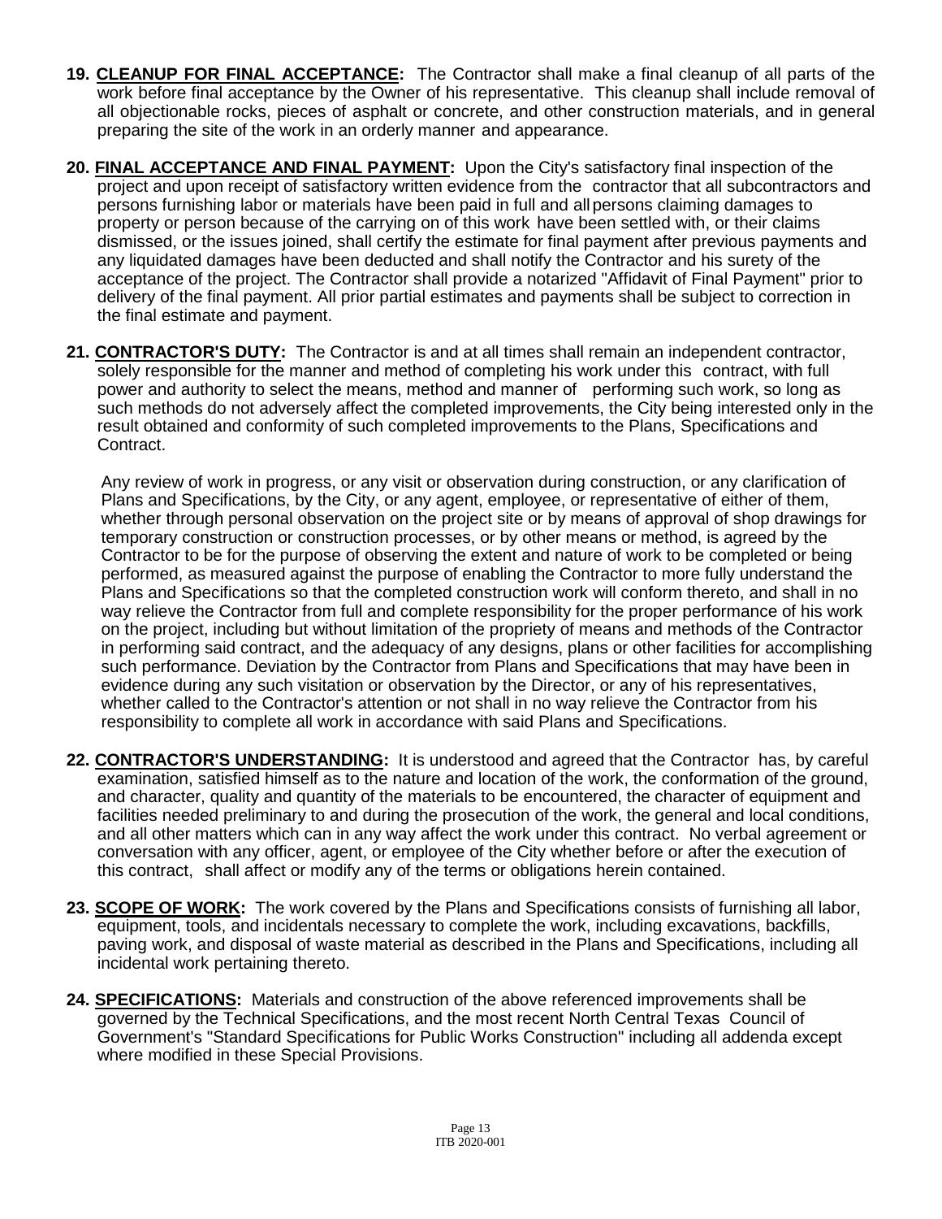**19. CLEANUP FOR FINAL ACCEPTANCE:** The Contractor shall make a final cleanup of all parts of the work before final acceptance by the Owner of his representative. This cleanup shall include removal of all objectionable rocks, pieces of asphalt or concrete, and other construction materials, and in general preparing the site of the work in an orderly manner and appearance.

**20. FINAL ACCEPTANCE AND FINAL PAYMENT:** Upon the City's satisfactory final inspection of the project and upon receipt of satisfactory written evidence from the contractor that all subcontractors and persons furnishing labor or materials have been paid in full and all persons claiming damages to property or person because of the carrying on of this work have been settled with, or their claims dismissed, or the issues joined, shall certify the estimate for final payment after previous payments and any liquidated damages have been deducted and shall notify the Contractor and his surety of the acceptance of the project. The Contractor shall provide a notarized "Affidavit of Final Payment" prior to delivery of the final payment. All prior partial estimates and payments shall be subject to correction in the final estimate and payment.

**21. CONTRACTOR'S DUTY:** The Contractor is and at all times shall remain an independent contractor, solely responsible for the manner and method of completing his work under this contract, with full power and authority to select the means, method and manner of performing such work, so long as such methods do not adversely affect the completed improvements, the City being interested only in the result obtained and conformity of such completed improvements to the Plans, Specifications and Contract.

Any review of work in progress, or any visit or observation during construction, or any clarification of Plans and Specifications, by the City, or any agent, employee, or representative of either of them, whether through personal observation on the project site or by means of approval of shop drawings for temporary construction or construction processes, or by other means or method, is agreed by the Contractor to be for the purpose of observing the extent and nature of work to be completed or being performed, as measured against the purpose of enabling the Contractor to more fully understand the Plans and Specifications so that the completed construction work will conform thereto, and shall in no way relieve the Contractor from full and complete responsibility for the proper performance of his work on the project, including but without limitation of the propriety of means and methods of the Contractor in performing said contract, and the adequacy of any designs, plans or other facilities for accomplishing such performance. Deviation by the Contractor from Plans and Specifications that may have been in evidence during any such visitation or observation by the Director, or any of his representatives, whether called to the Contractor's attention or not shall in no way relieve the Contractor from his responsibility to complete all work in accordance with said Plans and Specifications.

**22. CONTRACTOR'S UNDERSTANDING:** It is understood and agreed that the Contractor has, by careful examination, satisfied himself as to the nature and location of the work, the conformation of the ground, and character, quality and quantity of the materials to be encountered, the character of equipment and facilities needed preliminary to and during the prosecution of the work, the general and local conditions, and all other matters which can in any way affect the work under this contract. No verbal agreement or conversation with any officer, agent, or employee of the City whether before or after the execution of this contract, shall affect or modify any of the terms or obligations herein contained.

**23. SCOPE OF WORK:** The work covered by the Plans and Specifications consists of furnishing all labor, equipment, tools, and incidentals necessary to complete the work, including excavations, backfills, paving work, and disposal of waste material as described in the Plans and Specifications, including all incidental work pertaining thereto.

**24. SPECIFICATIONS:** Materials and construction of the above referenced improvements shall be governed by the Technical Specifications, and the most recent North Central Texas Council of Government's "Standard Specifications for Public Works Construction" including all addenda except where modified in these Special Provisions.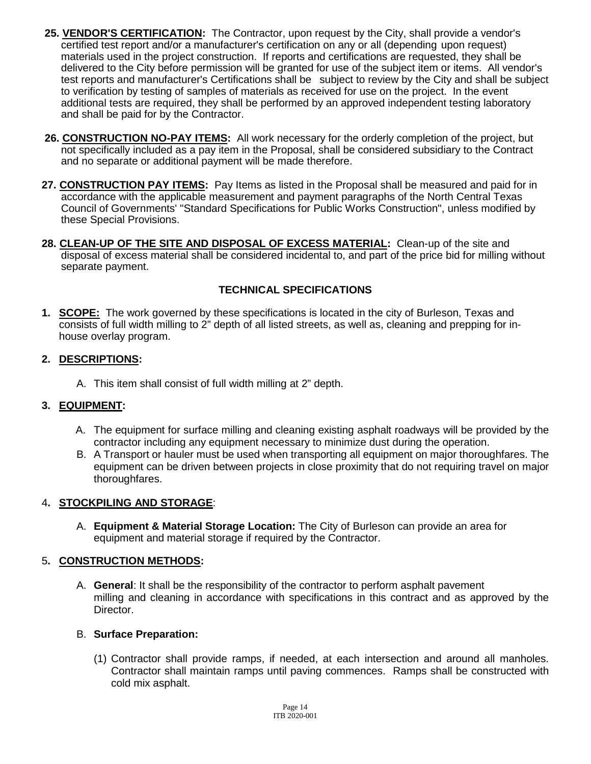**25. VENDOR'S CERTIFICATION:** The Contractor, upon request by the City, shall provide a vendor's certified test report and/or a manufacturer's certification on any or all (depending upon request) materials used in the project construction. If reports and certifications are requested, they shall be delivered to the City before permission will be granted for use of the subject item or items. All vendor's test reports and manufacturer's Certifications shall be subject to review by the City and shall be subject to verification by testing of samples of materials as received for use on the project. In the event additional tests are required, they shall be performed by an approved independent testing laboratory and shall be paid for by the Contractor.

**26. CONSTRUCTION NO-PAY ITEMS:** All work necessary for the orderly completion of the project, but not specifically included as a pay item in the Proposal, shall be considered subsidiary to the Contract and no separate or additional payment will be made therefore.

**27. CONSTRUCTION PAY ITEMS:** Pay Items as listed in the Proposal shall be measured and paid for in accordance with the applicable measurement and payment paragraphs of the North Central Texas Council of Governments' "Standard Specifications for Public Works Construction", unless modified by these Special Provisions.

**28. CLEAN-UP OF THE SITE AND DISPOSAL OF EXCESS MATERIAL:** Clean-up of the site and disposal of excess material shall be considered incidental to, and part of the price bid for milling without separate payment.

## TECHNICAL SPECIFICATIONS

**1. SCOPE:** The work governed by these specifications is located in the city of Burleson, Texas and consists of full width milling to 2” depth of all listed streets, as well as, cleaning and prepping for in-house overlay program.

**2. DESCRIPTIONS:**

A. This item shall consist of full width milling at 2” depth.

**3. EQUIPMENT:**

A. The equipment for surface milling and cleaning existing asphalt roadways will be provided by the contractor including any equipment necessary to minimize dust during the operation.

B. A Transport or hauler must be used when transporting all equipment on major thoroughfares. The equipment can be driven between projects in close proximity that do not requiring travel on major thoroughfares.

**4. STOCKPILING AND STORAGE:**

A. **Equipment & Material Storage Location:** The City of Burleson can provide an area for equipment and material storage if required by the Contractor.

**5. CONSTRUCTION METHODS:**

A. **General**: It shall be the responsibility of the contractor to perform asphalt pavement milling and cleaning in accordance with specifications in this contract and as approved by the Director.

B. **Surface Preparation:**

(1) Contractor shall provide ramps, if needed, at each intersection and around all manholes. Contractor shall maintain ramps until paving commences. Ramps shall be constructed with cold mix asphalt.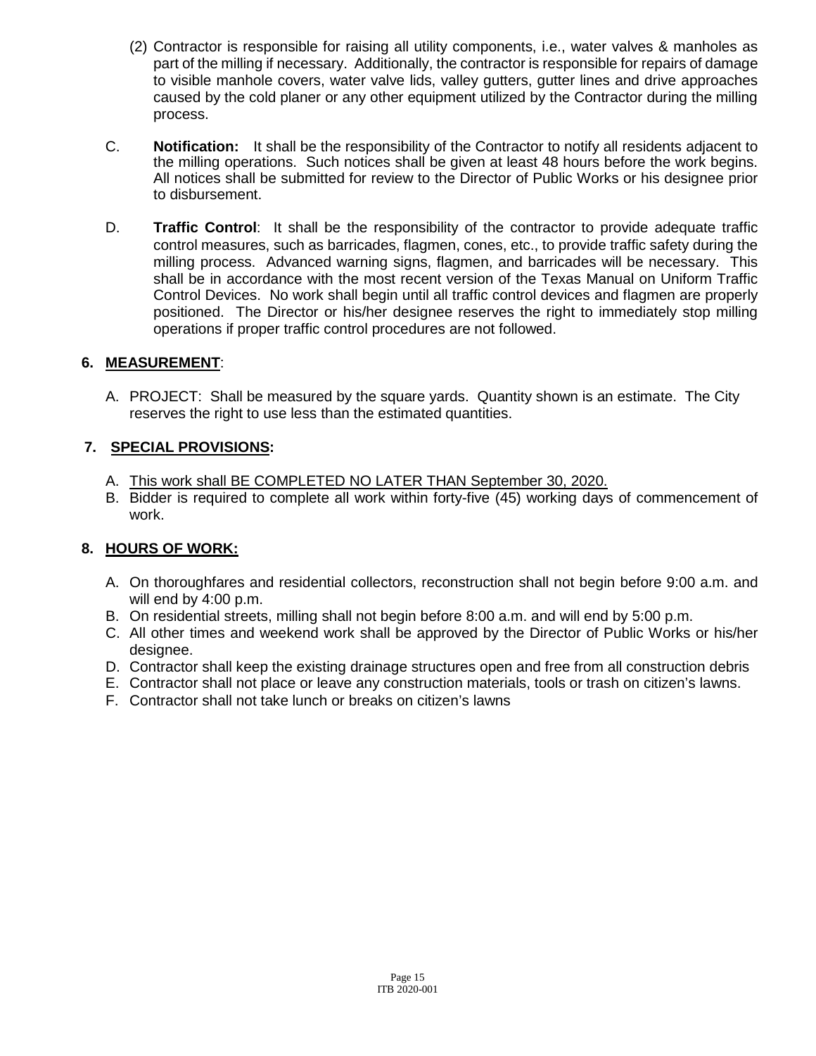(2) Contractor is responsible for raising all utility components, i.e., water valves & manholes as part of the milling if necessary. Additionally, the contractor is responsible for repairs of damage to visible manhole covers, water valve lids, valley gutters, gutter lines and drive approaches caused by the cold planer or any other equipment utilized by the Contractor during the milling process.

C. **Notification:** It shall be the responsibility of the Contractor to notify all residents adjacent to the milling operations. Such notices shall be given at least 48 hours before the work begins. All notices shall be submitted for review to the Director of Public Works or his designee prior to disbursement.

D. **Traffic Control**: It shall be the responsibility of the contractor to provide adequate traffic control measures, such as barricades, flagmen, cones, etc., to provide traffic safety during the milling process. Advanced warning signs, flagmen, and barricades will be necessary. This shall be in accordance with the most recent version of the Texas Manual on Uniform Traffic Control Devices. No work shall begin until all traffic control devices and flagmen are properly positioned. The Director or his/her designee reserves the right to immediately stop milling operations if proper traffic control procedures are not followed.

## 6. MEASUREMENT:

A. PROJECT: Shall be measured by the square yards. Quantity shown is an estimate. The City reserves the right to use less than the estimated quantities.

## 7. SPECIAL PROVISIONS:

A. This work shall BE COMPLETED NO LATER THAN September 30, 2020.
B. Bidder is required to complete all work within forty-five (45) working days of commencement of work.

## 8. HOURS OF WORK:

A. On thoroughfares and residential collectors, reconstruction shall not begin before 9:00 a.m. and will end by 4:00 p.m.
B. On residential streets, milling shall not begin before 8:00 a.m. and will end by 5:00 p.m.
C. All other times and weekend work shall be approved by the Director of Public Works or his/her designee.
D. Contractor shall keep the existing drainage structures open and free from all construction debris
E. Contractor shall not place or leave any construction materials, tools or trash on citizen's lawns.
F. Contractor shall not take lunch or breaks on citizen's lawns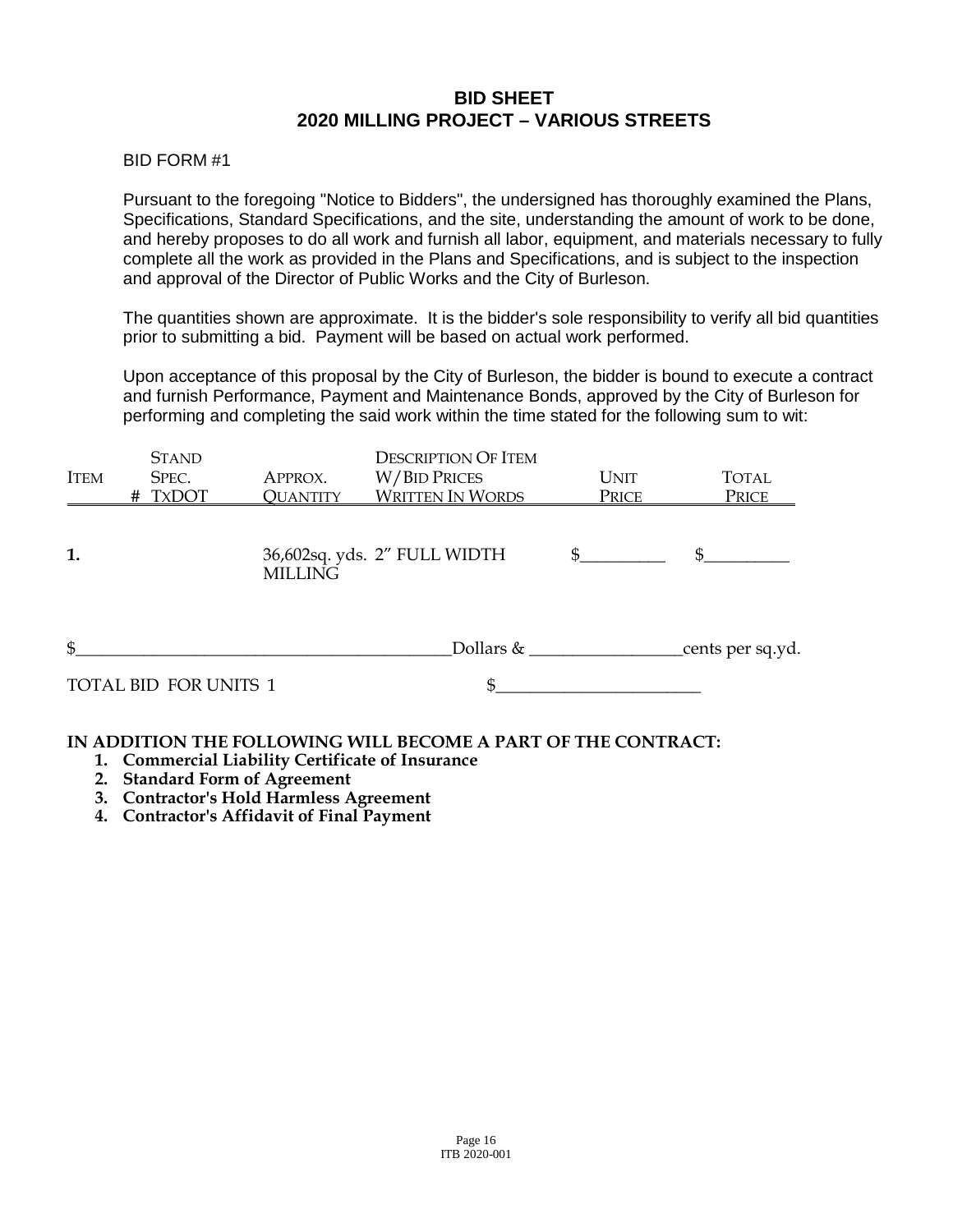# BID SHEET
# 2020 MILLING PROJECT – VARIOUS STREETS

BID FORM #1

Pursuant to the foregoing "Notice to Bidders", the undersigned has thoroughly examined the Plans, Specifications, Standard Specifications, and the site, understanding the amount of work to be done, and hereby proposes to do all work and furnish all labor, equipment, and materials necessary to fully complete all the work as provided in the Plans and Specifications, and is subject to the inspection and approval of the Director of Public Works and the City of Burleson.

The quantities shown are approximate. It is the bidder's sole responsibility to verify all bid quantities prior to submitting a bid. Payment will be based on actual work performed.

Upon acceptance of this proposal by the City of Burleson, the bidder is bound to execute a contract and furnish Performance, Payment and Maintenance Bonds, approved by the City of Burleson for performing and completing the said work within the time stated for the following sum to wit:

| ITEM | STAND SPEC. # TXDOT | APPROX. QUANTITY | DESCRIPTION OF ITEM W/BID PRICES WRITTEN IN WORDS | UNIT PRICE | TOTAL PRICE |
|---|---|---|---|---|---|
| 1. | | 36,602sq. yds. | 2" FULL WIDTH MILLING | $__________ | $__________ |

$____________________________________________Dollars & __________________cents per sq.yd.

TOTAL BID FOR UNITS 1 $________________________

**IN ADDITION THE FOLLOWING WILL BECOME A PART OF THE CONTRACT:**

1. **Commercial Liability Certificate of Insurance**
2. **Standard Form of Agreement**
3. **Contractor's Hold Harmless Agreement**
4. **Contractor's Affidavit of Final Payment**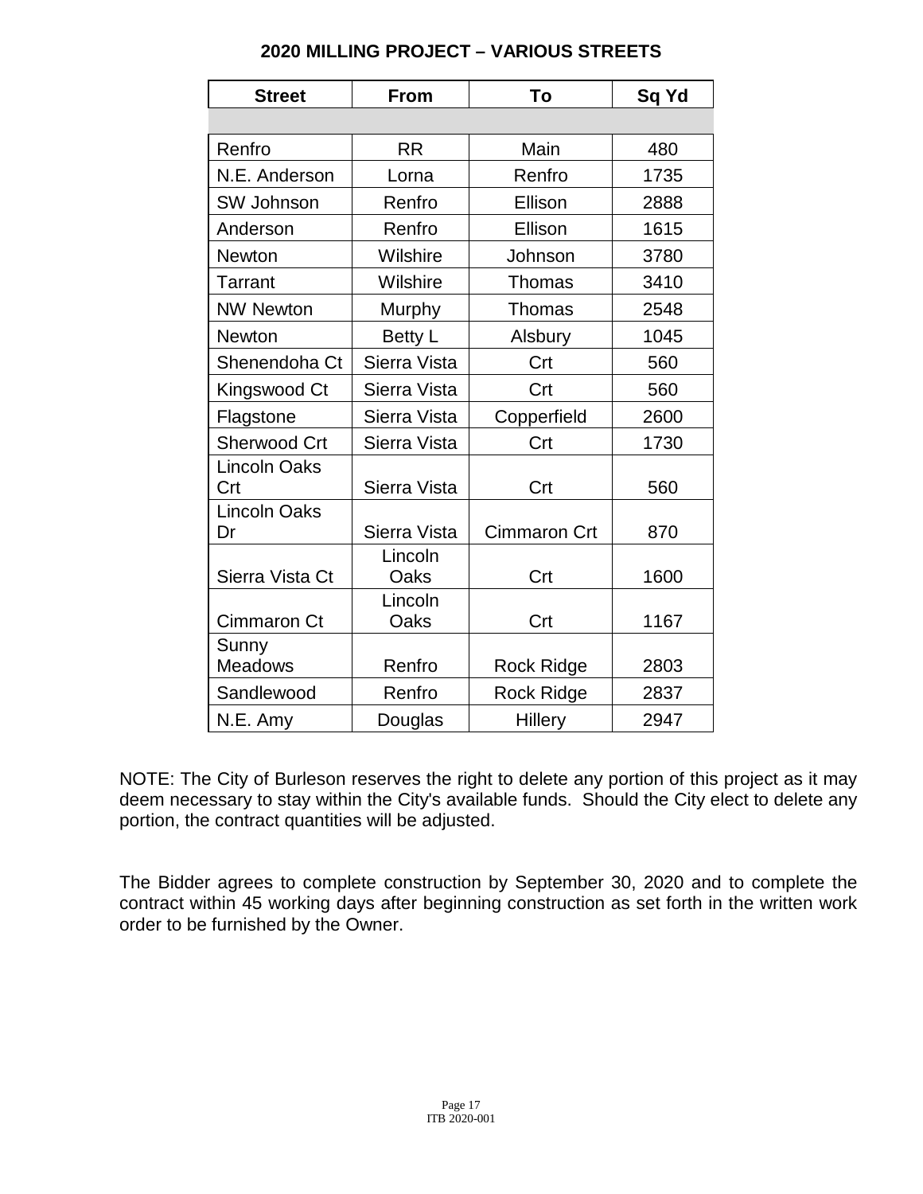## 2020 MILLING PROJECT – VARIOUS STREETS

| Street | From | To | Sq Yd |
|---|---|---|---|
| | | | |
| Renfro | RR | Main | 480 |
| N.E. Anderson | Lorna | Renfro | 1735 |
| SW Johnson | Renfro | Ellison | 2888 |
| Anderson | Renfro | Ellison | 1615 |
| Newton | Wilshire | Johnson | 3780 |
| Tarrant | Wilshire | Thomas | 3410 |
| NW Newton | Murphy | Thomas | 2548 |
| Newton | Betty L | Alsbury | 1045 |
| Shenendoha Ct | Sierra Vista | Crt | 560 |
| Kingswood Ct | Sierra Vista | Crt | 560 |
| Flagstone | Sierra Vista | Copperfield | 2600 |
| Sherwood Crt | Sierra Vista | Crt | 1730 |
| Lincoln Oaks Crt | Sierra Vista | Crt | 560 |
| Lincoln Oaks Dr | Sierra Vista | Cimmaron Crt | 870 |
| Sierra Vista Ct | Lincoln Oaks | Crt | 1600 |
| Cimmaron Ct | Lincoln Oaks | Crt | 1167 |
| Sunny Meadows | Renfro | Rock Ridge | 2803 |
| Sandlewood | Renfro | Rock Ridge | 2837 |
| N.E. Amy | Douglas | Hillery | 2947 |

NOTE: The City of Burleson reserves the right to delete any portion of this project as it may deem necessary to stay within the City's available funds. Should the City elect to delete any portion, the contract quantities will be adjusted.

The Bidder agrees to complete construction by September 30, 2020 and to complete the contract within 45 working days after beginning construction as set forth in the written work order to be furnished by the Owner.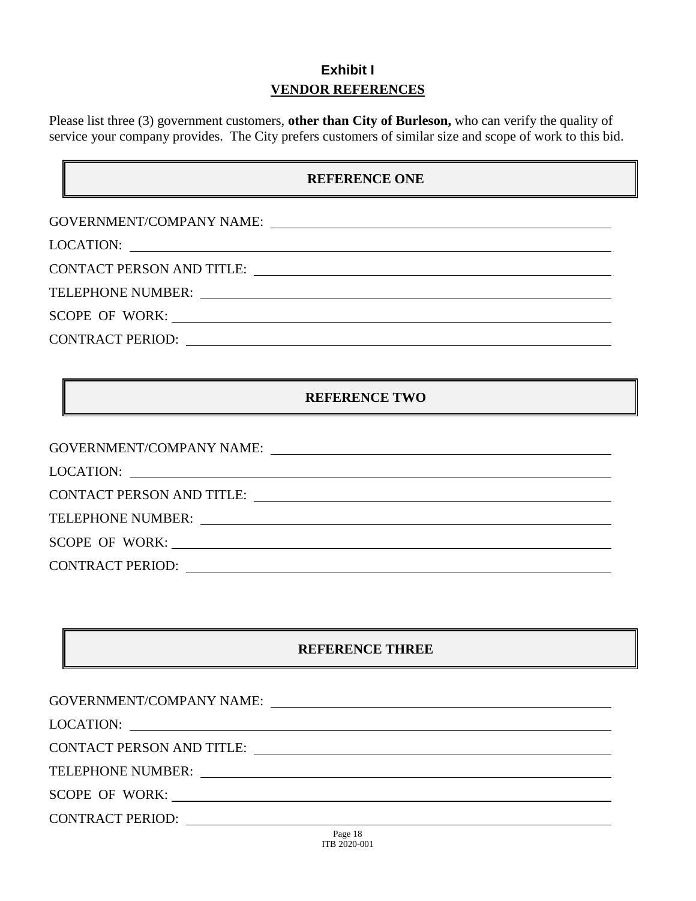# Exhibit I

## VENDOR REFERENCES

Please list three (3) government customers, **other than City of Burleson,** who can verify the quality of service your company provides. The City prefers customers of similar size and scope of work to this bid.

### REFERENCE ONE

GOVERNMENT/COMPANY NAME: ____________________

LOCATION: ____________________

CONTACT PERSON AND TITLE: ____________________

TELEPHONE NUMBER: ____________________

SCOPE OF WORK: ____________________

CONTRACT PERIOD: ____________________

### REFERENCE TWO

GOVERNMENT/COMPANY NAME: ____________________

LOCATION: ____________________

CONTACT PERSON AND TITLE: ____________________

TELEPHONE NUMBER: ____________________

SCOPE OF WORK: ____________________

CONTRACT PERIOD: ____________________

### REFERENCE THREE

GOVERNMENT/COMPANY NAME: ____________________

LOCATION: ____________________

CONTACT PERSON AND TITLE: ____________________

TELEPHONE NUMBER: ____________________

SCOPE OF WORK: ____________________

CONTRACT PERIOD: ____________________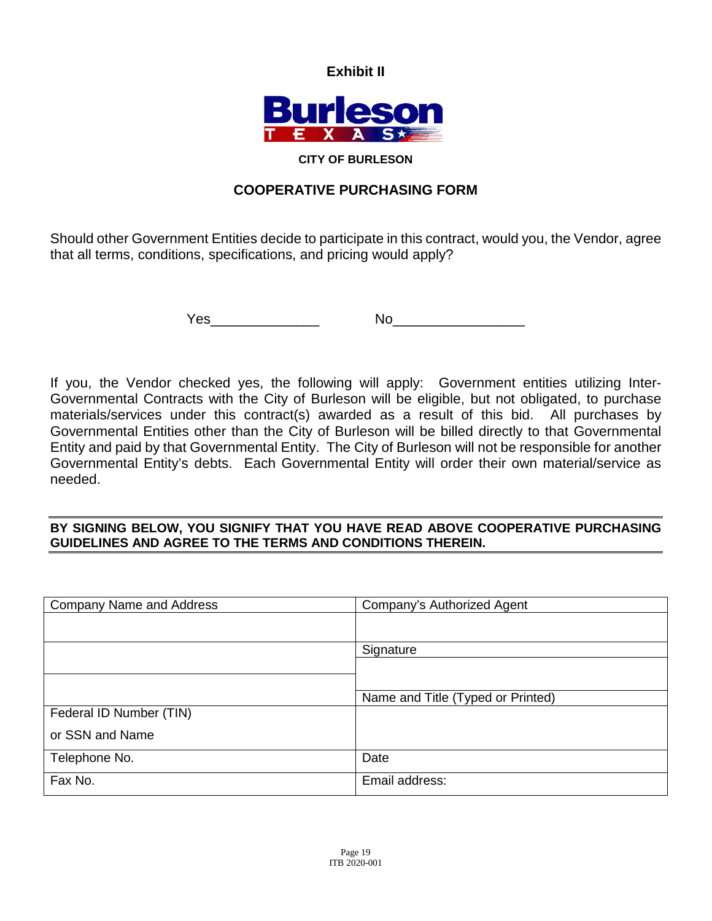**Exhibit II**

Burleson
TEXAS

**CITY OF BURLESON**

## COOPERATIVE PURCHASING FORM

Should other Government Entities decide to participate in this contract, would you, the Vendor, agree that all terms, conditions, specifications, and pricing would apply?

Yes______________ No_________________

If you, the Vendor checked yes, the following will apply: Government entities utilizing Inter-Governmental Contracts with the City of Burleson will be eligible, but not obligated, to purchase materials/services under this contract(s) awarded as a result of this bid. All purchases by Governmental Entities other than the City of Burleson will be billed directly to that Governmental Entity and paid by that Governmental Entity. The City of Burleson will not be responsible for another Governmental Entity's debts. Each Governmental Entity will order their own material/service as needed.

**BY SIGNING BELOW, YOU SIGNIFY THAT YOU HAVE READ ABOVE COOPERATIVE PURCHASING GUIDELINES AND AGREE TO THE TERMS AND CONDITIONS THEREIN.**

| Company Name and Address | Company's Authorized Agent |
|---|---|
| | |
| | Signature |
| | |
| | Name and Title (Typed or Printed) |
| Federal ID Number (TIN) or SSN and Name | |
| Telephone No. | Date |
| Fax No. | Email address: |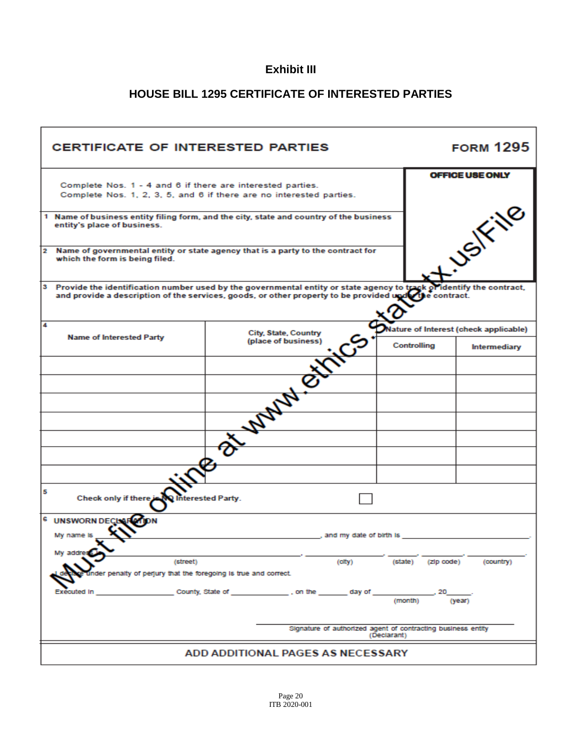# Exhibit III

## HOUSE BILL 1295 CERTIFICATE OF INTERESTED PARTIES

**CERTIFICATE OF INTERESTED PARTIES** **FORM 1295**

Complete Nos. 1 - 4 and 6 if there are interested parties.
Complete Nos. 1, 2, 3, 5, and 6 if there are no interested parties.

**OFFICE USE ONLY**

**1** **Name of business entity filing form, and the city, state and country of the business entity's place of business.**

**2** **Name of governmental entity or state agency that is a party to the contract for which the form is being filed.**

**3** **Provide the identification number used by the governmental entity or state agency to track or identify the contract, and provide a description of the services, goods, or other property to be provided under the contract.**

**4**

| Name of Interested Party | City, State, Country (place of business) | Nature of Interest (check applicable) | |
|---|---|---|---|
| | | Controlling | Intermediary |
| | | | |
| | | | |
| | | | |
| | | | |
| | | | |
| | | | |
| | | | |

**5** **Check only if there is NO Interested Party.** ☐

**6** **UNSWORN DECLARATION**

My name is \_\_\_\_\_\_\_\_\_\_\_\_\_\_\_\_\_\_\_\_\_\_\_\_\_\_\_\_, and my date of birth is \_\_\_\_\_\_\_\_\_\_\_\_\_\_\_\_\_\_\_\_.

My address is \_\_\_\_\_\_\_\_\_\_\_\_\_\_\_\_\_\_\_\_, \_\_\_\_\_\_\_\_\_\_\_\_, \_\_\_\_\_, \_\_\_\_\_\_\_\_, \_\_\_\_\_\_\_\_\_\_.
(street) (city) (state) (zip code) (country)

I declare under penalty of perjury that the foregoing is true and correct.

Executed in \_\_\_\_\_\_\_\_\_\_\_\_\_\_\_\_ County, State of \_\_\_\_\_\_\_\_\_\_\_\_, on the \_\_\_\_\_\_ day of \_\_\_\_\_\_\_\_\_\_\_\_, 20\_\_\_\_.
(month) (year)

\_\_\_\_\_\_\_\_\_\_\_\_\_\_\_\_\_\_\_\_\_\_\_\_\_\_\_\_\_\_\_\_\_\_\_\_
Signature of authorized agent of contracting business entity (Declarant)

**ADD ADDITIONAL PAGES AS NECESSARY**

Must file online at www.ethics.state.tx.us/File

ITB 2020-001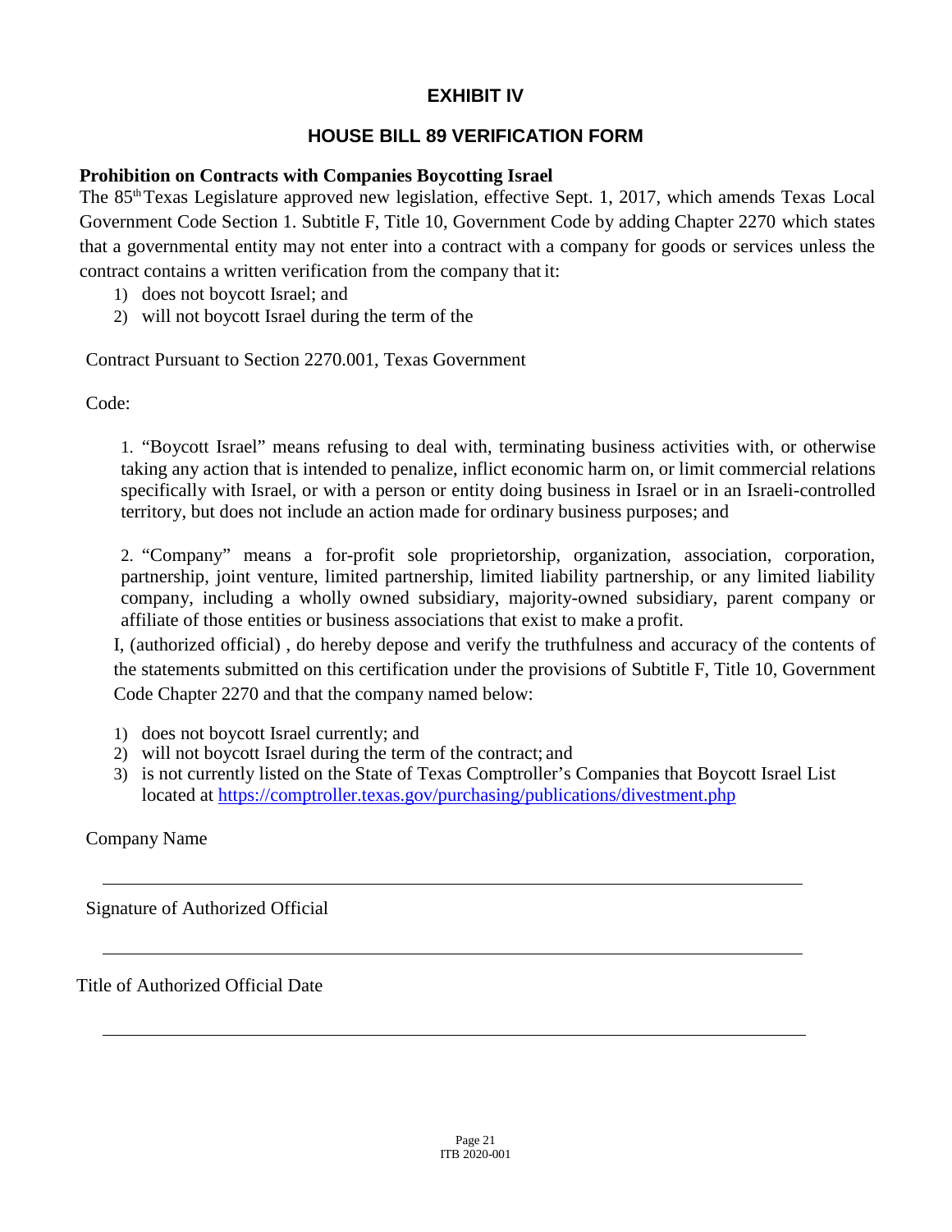# EXHIBIT IV

## HOUSE BILL 89 VERIFICATION FORM

**Prohibition on Contracts with Companies Boycotting Israel**

The 85th Texas Legislature approved new legislation, effective Sept. 1, 2017, which amends Texas Local Government Code Section 1. Subtitle F, Title 10, Government Code by adding Chapter 2270 which states that a governmental entity may not enter into a contract with a company for goods or services unless the contract contains a written verification from the company that it:

1) does not boycott Israel; and
2) will not boycott Israel during the term of the

Contract Pursuant to Section 2270.001, Texas Government

Code:

1. "Boycott Israel" means refusing to deal with, terminating business activities with, or otherwise taking any action that is intended to penalize, inflict economic harm on, or limit commercial relations specifically with Israel, or with a person or entity doing business in Israel or in an Israeli-controlled territory, but does not include an action made for ordinary business purposes; and

2. "Company" means a for-profit sole proprietorship, organization, association, corporation, partnership, joint venture, limited partnership, limited liability partnership, or any limited liability company, including a wholly owned subsidiary, majority-owned subsidiary, parent company or affiliate of those entities or business associations that exist to make a profit.

I, (authorized official) , do hereby depose and verify the truthfulness and accuracy of the contents of the statements submitted on this certification under the provisions of Subtitle F, Title 10, Government Code Chapter 2270 and that the company named below:

1) does not boycott Israel currently; and
2) will not boycott Israel during the term of the contract; and
3) is not currently listed on the State of Texas Comptroller's Companies that Boycott Israel List located at https://comptroller.texas.gov/purchasing/publications/divestment.php

Company Name

\_\_\_\_\_\_\_\_\_\_\_\_\_\_\_\_\_\_\_\_\_\_\_\_\_\_\_\_\_\_\_\_\_\_\_\_\_\_\_\_\_\_\_\_\_\_\_\_

Signature of Authorized Official

\_\_\_\_\_\_\_\_\_\_\_\_\_\_\_\_\_\_\_\_\_\_\_\_\_\_\_\_\_\_\_\_\_\_\_\_\_\_\_\_\_\_\_\_\_\_\_\_

Title of Authorized Official Date

\_\_\_\_\_\_\_\_\_\_\_\_\_\_\_\_\_\_\_\_\_\_\_\_\_\_\_\_\_\_\_\_\_\_\_\_\_\_\_\_\_\_\_\_\_\_\_\_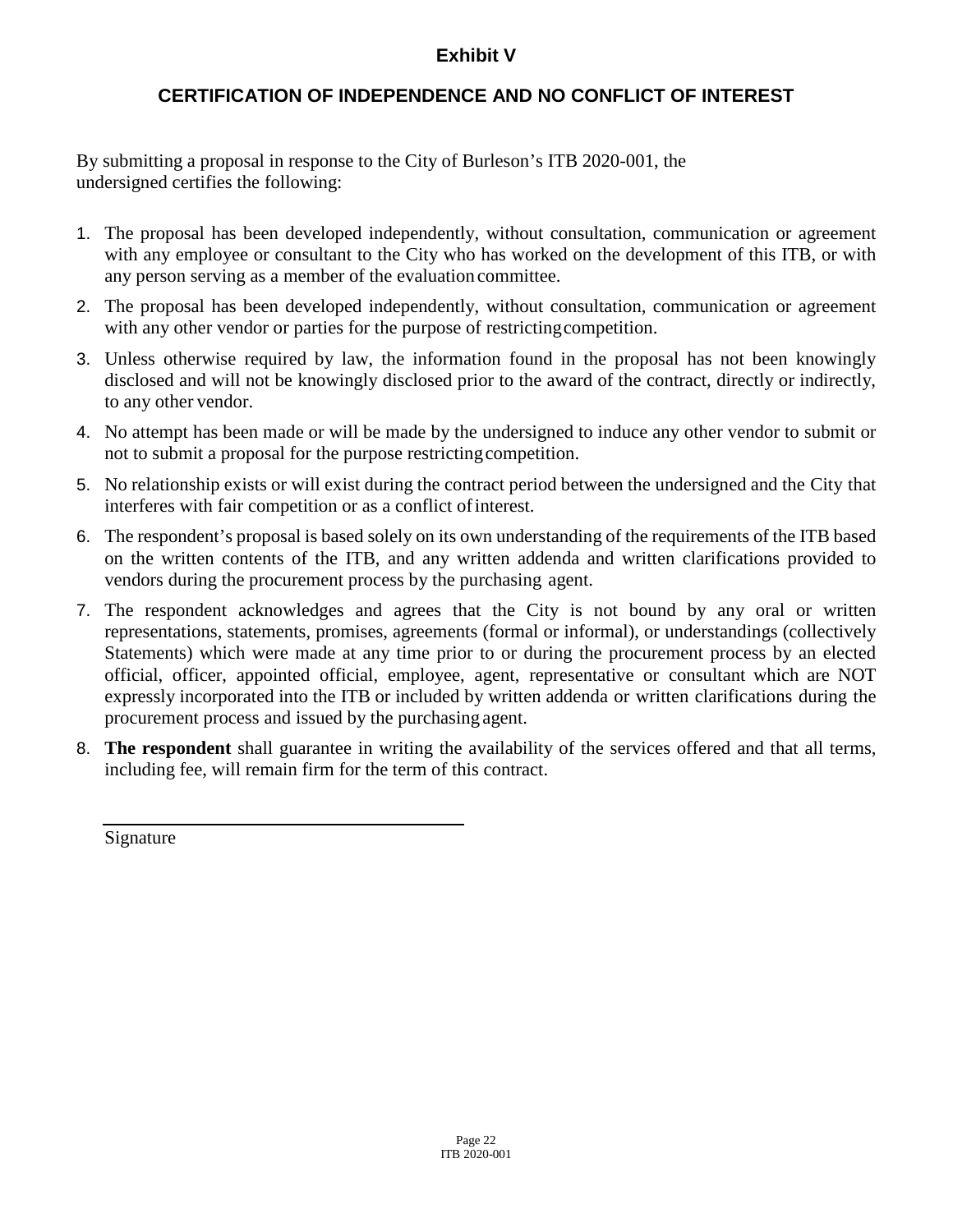## Exhibit V

## CERTIFICATION OF INDEPENDENCE AND NO CONFLICT OF INTEREST

By submitting a proposal in response to the City of Burleson's ITB 2020-001, the undersigned certifies the following:

1. The proposal has been developed independently, without consultation, communication or agreement with any employee or consultant to the City who has worked on the development of this ITB, or with any person serving as a member of the evaluation committee.
2. The proposal has been developed independently, without consultation, communication or agreement with any other vendor or parties for the purpose of restricting competition.
3. Unless otherwise required by law, the information found in the proposal has not been knowingly disclosed and will not be knowingly disclosed prior to the award of the contract, directly or indirectly, to any other vendor.
4. No attempt has been made or will be made by the undersigned to induce any other vendor to submit or not to submit a proposal for the purpose restricting competition.
5. No relationship exists or will exist during the contract period between the undersigned and the City that interferes with fair competition or as a conflict of interest.
6. The respondent's proposal is based solely on its own understanding of the requirements of the ITB based on the written contents of the ITB, and any written addenda and written clarifications provided to vendors during the procurement process by the purchasing agent.
7. The respondent acknowledges and agrees that the City is not bound by any oral or written representations, statements, promises, agreements (formal or informal), or understandings (collectively Statements) which were made at any time prior to or during the procurement process by an elected official, officer, appointed official, employee, agent, representative or consultant which are NOT expressly incorporated into the ITB or included by written addenda or written clarifications during the procurement process and issued by the purchasing agent.
8. **The respondent** shall guarantee in writing the availability of the services offered and that all terms, including fee, will remain firm for the term of this contract.

_______________________________________

Signature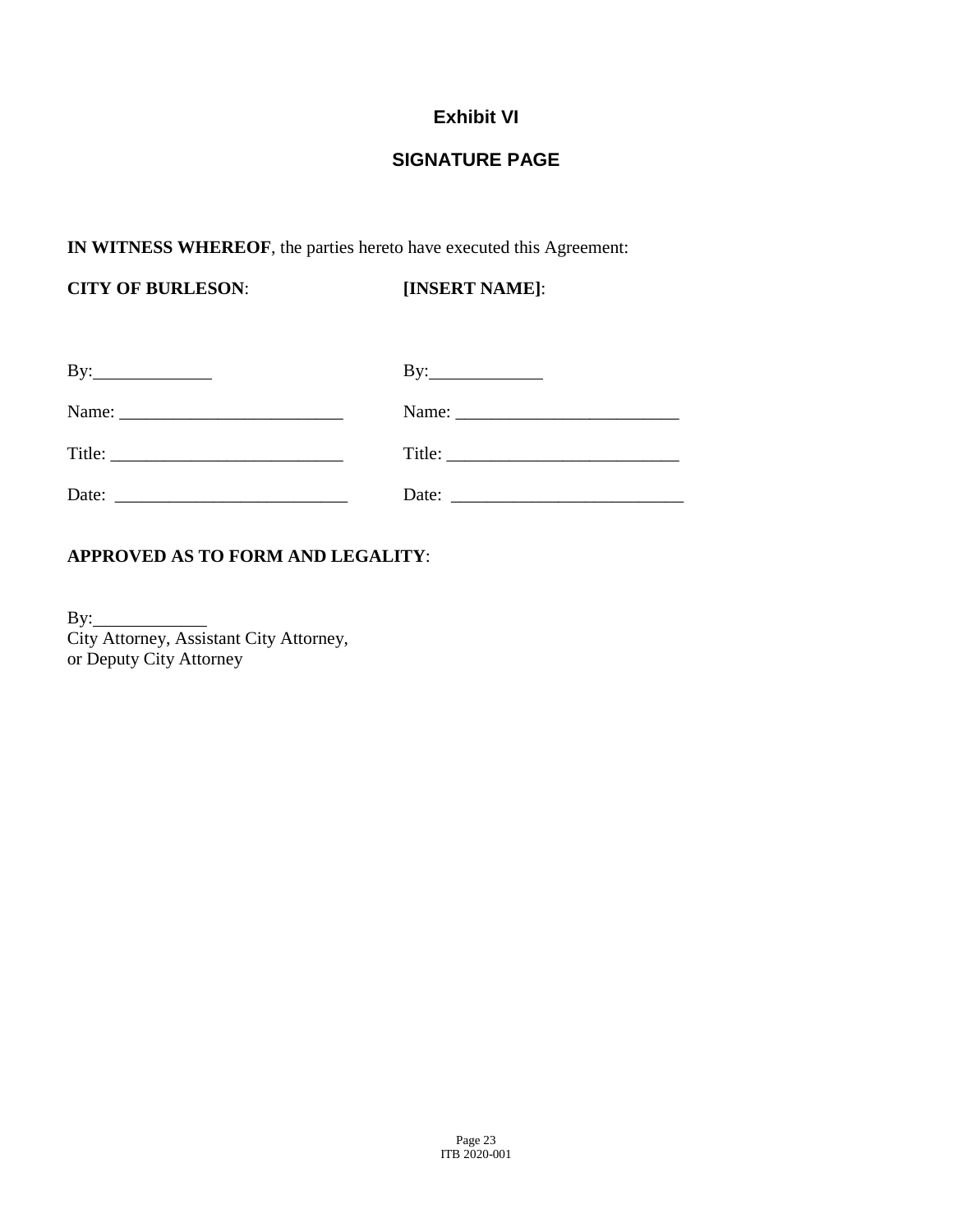# Exhibit VI

## SIGNATURE PAGE

**IN WITNESS WHEREOF**, the parties hereto have executed this Agreement:

| **CITY OF BURLESON**: | **[INSERT NAME]**: |
|---|---|
| By:_____________ | By:_____________ |
| Name: _________________________ | Name: _________________________ |
| Title: __________________________ | Title: __________________________ |
| Date: __________________________ | Date: __________________________ |

**APPROVED AS TO FORM AND LEGALITY**:

By:_____________
City Attorney, Assistant City Attorney,
or Deputy City Attorney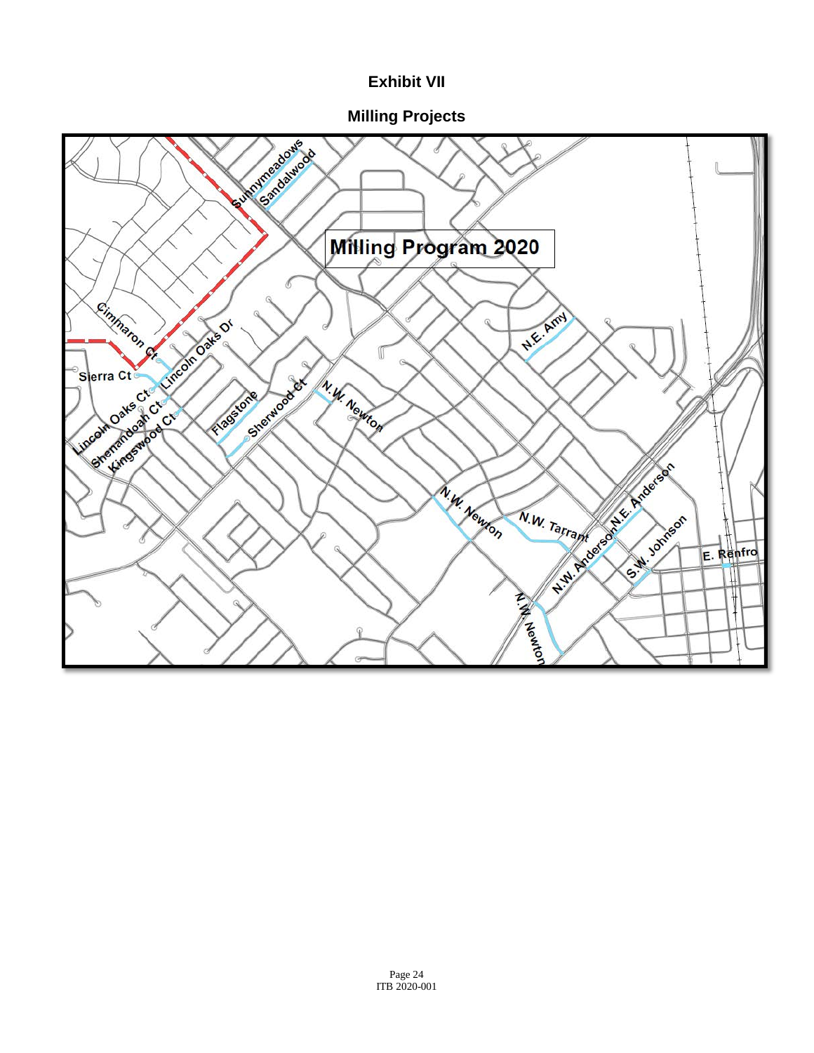**Exhibit VII**

**Milling Projects**

Milling Program 2020

Sunnymeadows
Sandalwood
Cimmaron Ct
Lincoln Oaks Dr
Sierra Ct
Lincoln Oaks Ct
Shenandoah Ct
Kingswood Ct
Flagstone
Sherwood Ct
N.W. Newton
N.E. Amy
N.W. Newton
N.W. Tarrant
N.E. Anderson
N.W. Anderson
S.W. Johnson
E. Renfro
N.W. Newton